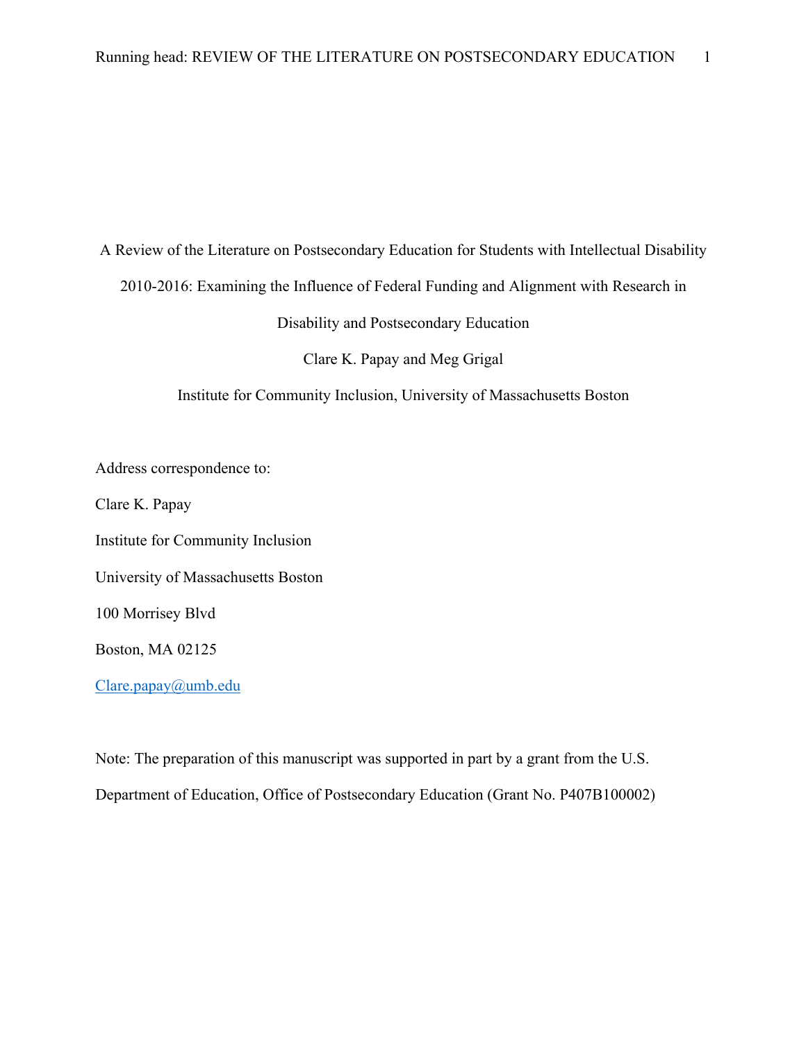# A Review of the Literature on Postsecondary Education for Students with Intellectual Disability 2010-2016: Examining the Influence of Federal Funding and Alignment with Research in Disability and Postsecondary Education

Clare K. Papay and Meg Grigal

Institute for Community Inclusion, University of Massachusetts Boston

Address correspondence to:

Clare K. Papay

Institute for Community Inclusion

University of Massachusetts Boston

100 Morrisey Blvd

Boston, MA 02125

Clare.papay@umb.edu

Note: The preparation of this manuscript was supported in part by a grant from the U.S. Department of Education, Office of Postsecondary Education (Grant No. P407B100002)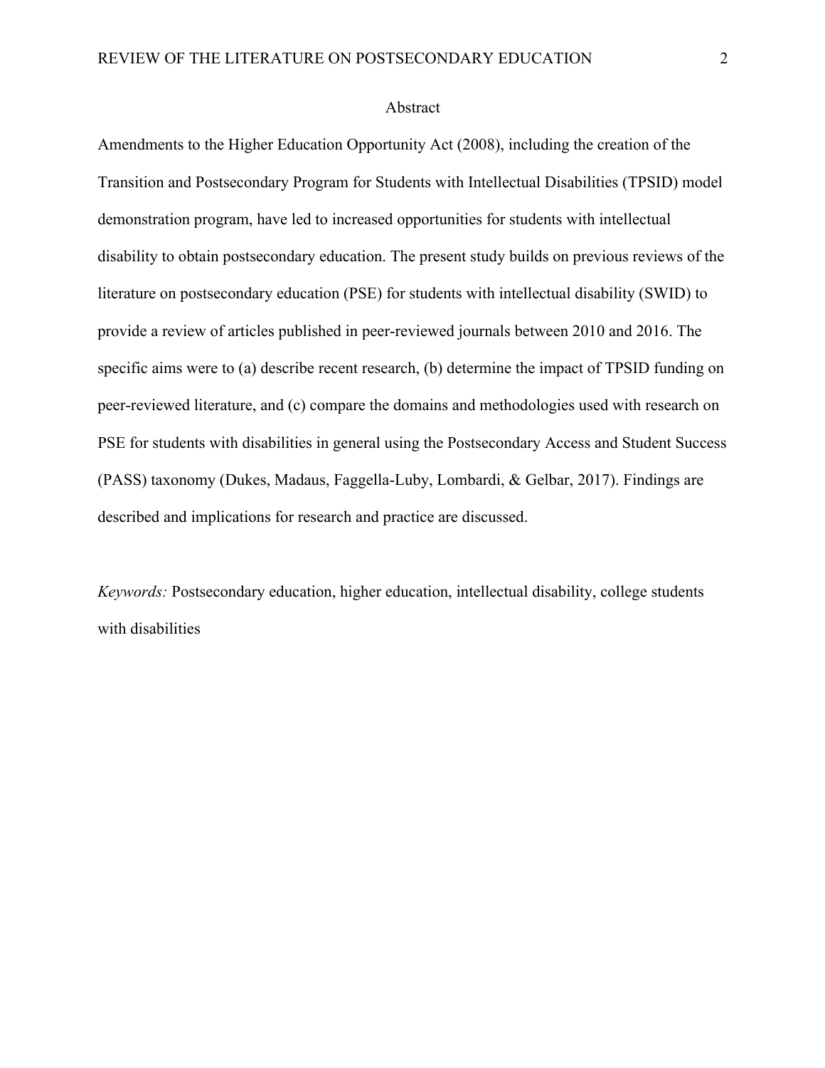# Abstract

Amendments to the Higher Education Opportunity Act (2008), including the creation of the Transition and Postsecondary Program for Students with Intellectual Disabilities (TPSID) model demonstration program, have led to increased opportunities for students with intellectual disability to obtain postsecondary education. The present study builds on previous reviews of the literature on postsecondary education (PSE) for students with intellectual disability (SWID) to provide a review of articles published in peer-reviewed journals between 2010 and 2016. The specific aims were to (a) describe recent research, (b) determine the impact of TPSID funding on peer-reviewed literature, and (c) compare the domains and methodologies used with research on PSE for students with disabilities in general using the Postsecondary Access and Student Success (PASS) taxonomy (Dukes, Madaus, Faggella-Luby, Lombardi, & Gelbar, 2017). Findings are described and implications for research and practice are discussed.

*Keywords:* Postsecondary education, higher education, intellectual disability, college students with disabilities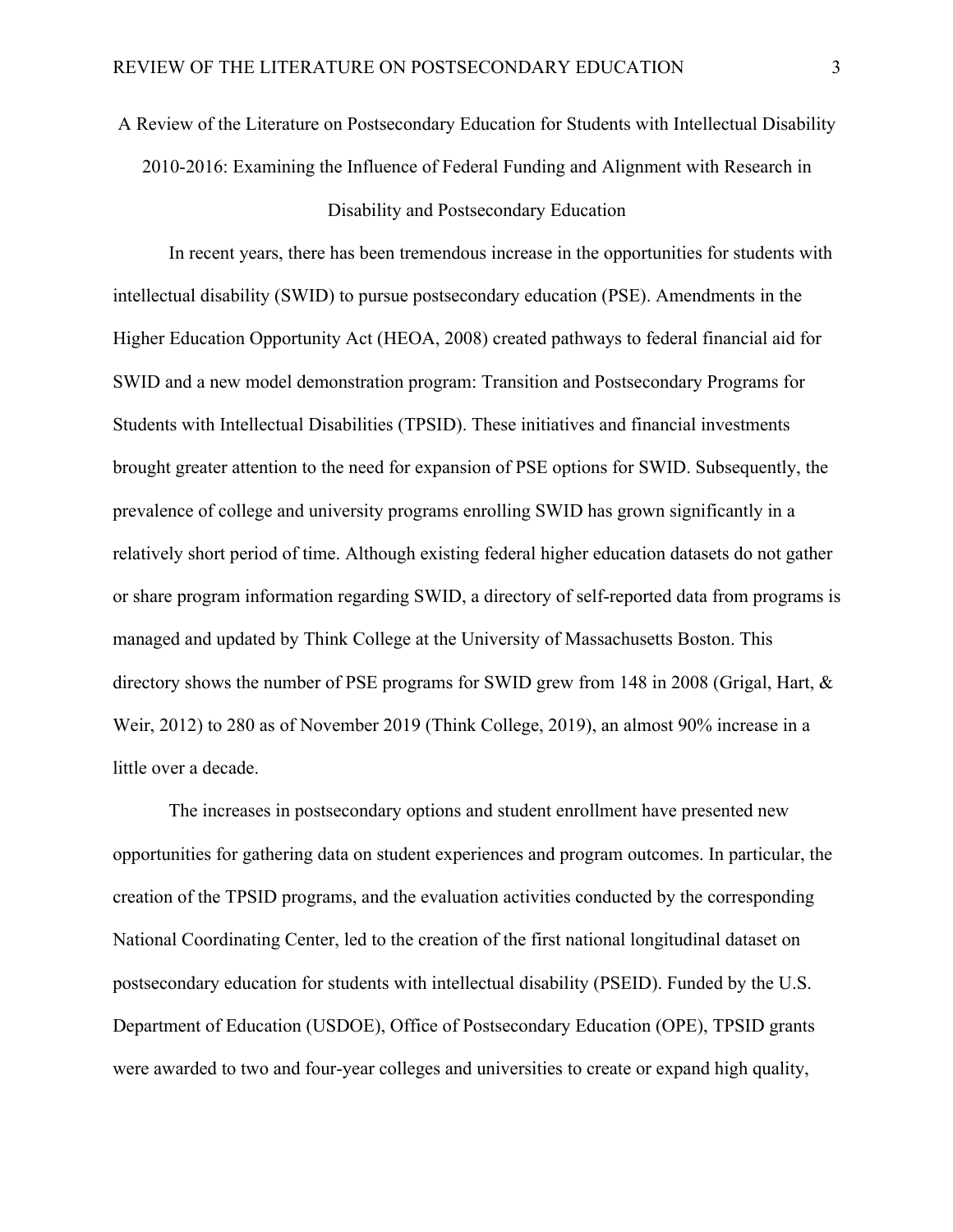# A Review of the Literature on Postsecondary Education for Students with Intellectual Disability 2010-2016: Examining the Influence of Federal Funding and Alignment with Research in Disability and Postsecondary Education

In recent years, there has been tremendous increase in the opportunities for students with intellectual disability (SWID) to pursue postsecondary education (PSE). Amendments in the Higher Education Opportunity Act (HEOA, 2008) created pathways to federal financial aid for SWID and a new model demonstration program: Transition and Postsecondary Programs for Students with Intellectual Disabilities (TPSID). These initiatives and financial investments brought greater attention to the need for expansion of PSE options for SWID. Subsequently, the prevalence of college and university programs enrolling SWID has grown significantly in a relatively short period of time. Although existing federal higher education datasets do not gather or share program information regarding SWID, a directory of self-reported data from programs is managed and updated by Think College at the University of Massachusetts Boston. This directory shows the number of PSE programs for SWID grew from 148 in 2008 (Grigal, Hart, & Weir, 2012) to 280 as of November 2019 (Think College, 2019), an almost 90% increase in a little over a decade.

The increases in postsecondary options and student enrollment have presented new opportunities for gathering data on student experiences and program outcomes. In particular, the creation of the TPSID programs, and the evaluation activities conducted by the corresponding National Coordinating Center, led to the creation of the first national longitudinal dataset on postsecondary education for students with intellectual disability (PSEID). Funded by the U.S. Department of Education (USDOE), Office of Postsecondary Education (OPE), TPSID grants were awarded to two and four-year colleges and universities to create or expand high quality,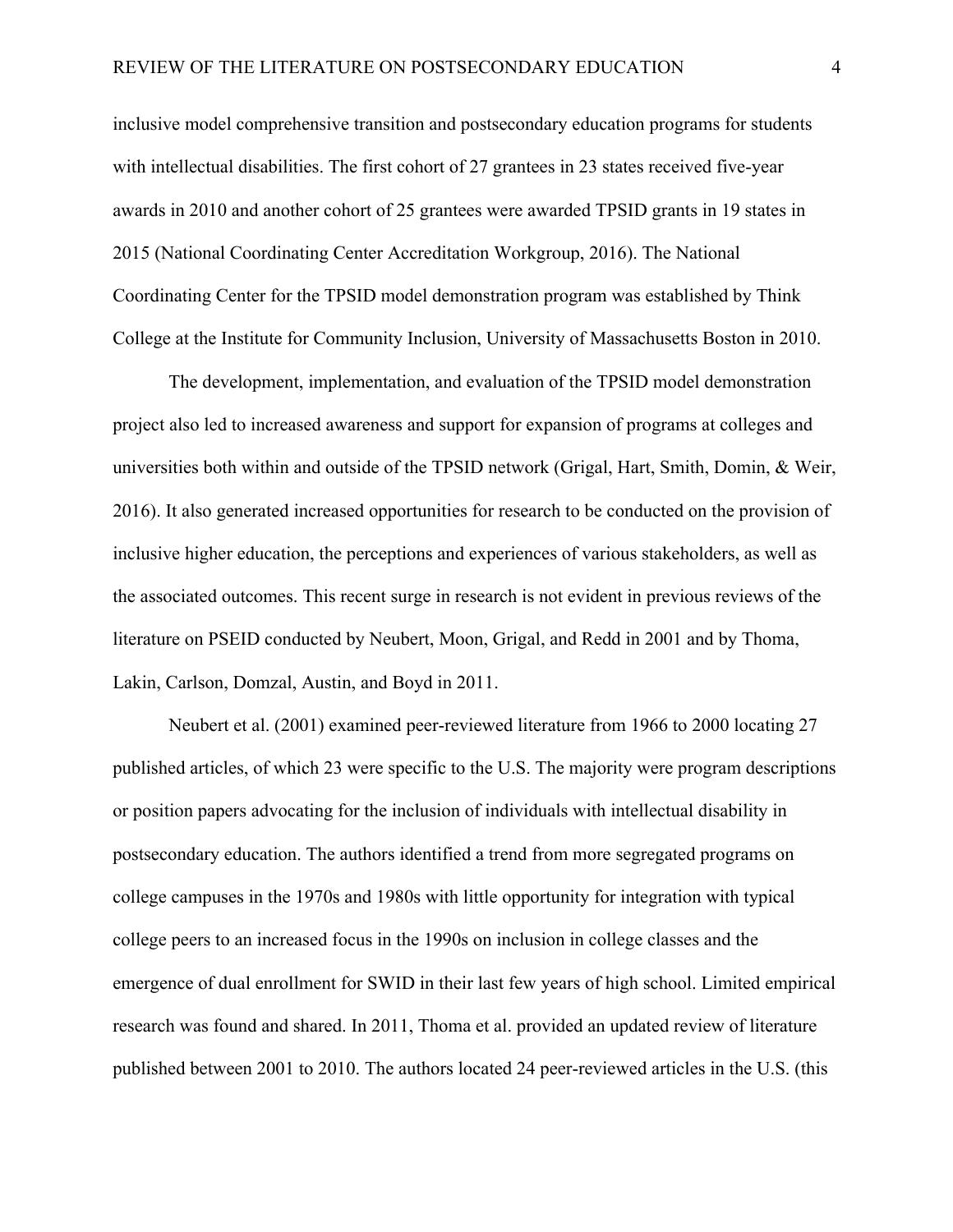inclusive model comprehensive transition and postsecondary education programs for students with intellectual disabilities. The first cohort of 27 grantees in 23 states received five-year awards in 2010 and another cohort of 25 grantees were awarded TPSID grants in 19 states in 2015 (National Coordinating Center Accreditation Workgroup, 2016). The National Coordinating Center for the TPSID model demonstration program was established by Think College at the Institute for Community Inclusion, University of Massachusetts Boston in 2010.

The development, implementation, and evaluation of the TPSID model demonstration project also led to increased awareness and support for expansion of programs at colleges and universities both within and outside of the TPSID network (Grigal, Hart, Smith, Domin, & Weir, 2016). It also generated increased opportunities for research to be conducted on the provision of inclusive higher education, the perceptions and experiences of various stakeholders, as well as the associated outcomes. This recent surge in research is not evident in previous reviews of the literature on PSEID conducted by Neubert, Moon, Grigal, and Redd in 2001 and by Thoma, Lakin, Carlson, Domzal, Austin, and Boyd in 2011.

Neubert et al. (2001) examined peer-reviewed literature from 1966 to 2000 locating 27 published articles, of which 23 were specific to the U.S. The majority were program descriptions or position papers advocating for the inclusion of individuals with intellectual disability in postsecondary education. The authors identified a trend from more segregated programs on college campuses in the 1970s and 1980s with little opportunity for integration with typical college peers to an increased focus in the 1990s on inclusion in college classes and the emergence of dual enrollment for SWID in their last few years of high school. Limited empirical research was found and shared. In 2011, Thoma et al. provided an updated review of literature published between 2001 to 2010. The authors located 24 peer-reviewed articles in the U.S. (this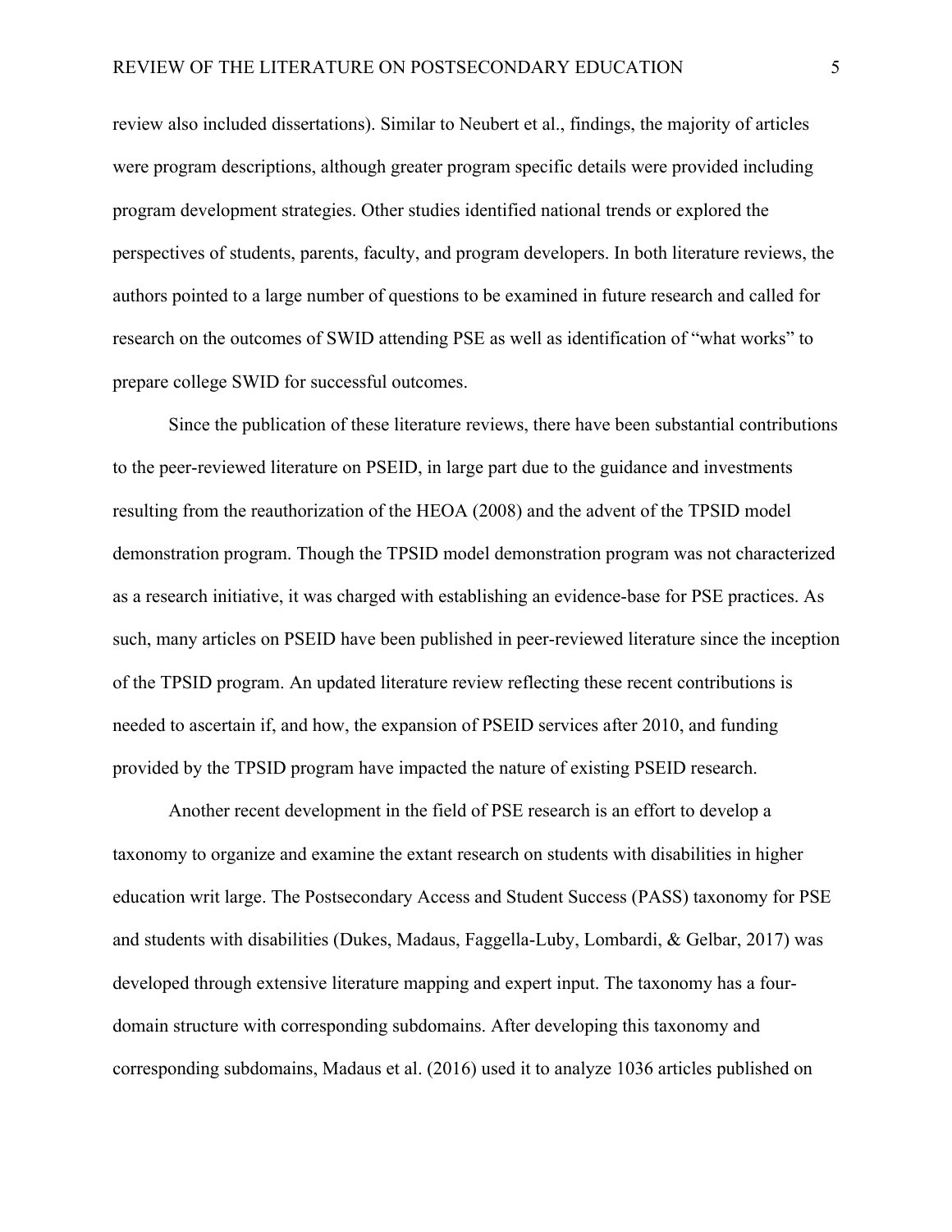review also included dissertations). Similar to Neubert et al., findings, the majority of articles were program descriptions, although greater program specific details were provided including program development strategies. Other studies identified national trends or explored the perspectives of students, parents, faculty, and program developers. In both literature reviews, the authors pointed to a large number of questions to be examined in future research and called for research on the outcomes of SWID attending PSE as well as identification of "what works" to prepare college SWID for successful outcomes.

Since the publication of these literature reviews, there have been substantial contributions to the peer-reviewed literature on PSEID, in large part due to the guidance and investments resulting from the reauthorization of the HEOA (2008) and the advent of the TPSID model demonstration program. Though the TPSID model demonstration program was not characterized as a research initiative, it was charged with establishing an evidence-base for PSE practices. As such, many articles on PSEID have been published in peer-reviewed literature since the inception of the TPSID program. An updated literature review reflecting these recent contributions is needed to ascertain if, and how, the expansion of PSEID services after 2010, and funding provided by the TPSID program have impacted the nature of existing PSEID research.

Another recent development in the field of PSE research is an effort to develop a taxonomy to organize and examine the extant research on students with disabilities in higher education writ large. The Postsecondary Access and Student Success (PASS) taxonomy for PSE and students with disabilities (Dukes, Madaus, Faggella-Luby, Lombardi, & Gelbar, 2017) was developed through extensive literature mapping and expert input. The taxonomy has a four-domain structure with corresponding subdomains. After developing this taxonomy and corresponding subdomains, Madaus et al. (2016) used it to analyze 1036 articles published on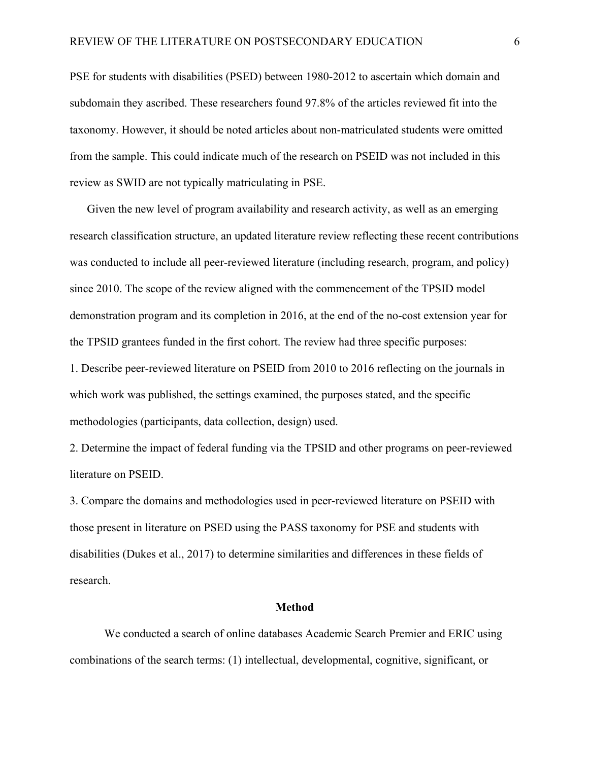PSE for students with disabilities (PSED) between 1980-2012 to ascertain which domain and subdomain they ascribed. These researchers found 97.8% of the articles reviewed fit into the taxonomy. However, it should be noted articles about non-matriculated students were omitted from the sample. This could indicate much of the research on PSEID was not included in this review as SWID are not typically matriculating in PSE.

Given the new level of program availability and research activity, as well as an emerging research classification structure, an updated literature review reflecting these recent contributions was conducted to include all peer-reviewed literature (including research, program, and policy) since 2010. The scope of the review aligned with the commencement of the TPSID model demonstration program and its completion in 2016, at the end of the no-cost extension year for the TPSID grantees funded in the first cohort. The review had three specific purposes:

1. Describe peer-reviewed literature on PSEID from 2010 to 2016 reflecting on the journals in which work was published, the settings examined, the purposes stated, and the specific methodologies (participants, data collection, design) used.
2. Determine the impact of federal funding via the TPSID and other programs on peer-reviewed literature on PSEID.
3. Compare the domains and methodologies used in peer-reviewed literature on PSEID with those present in literature on PSED using the PASS taxonomy for PSE and students with disabilities (Dukes et al., 2017) to determine similarities and differences in these fields of research.

## Method

We conducted a search of online databases Academic Search Premier and ERIC using combinations of the search terms: (1) intellectual, developmental, cognitive, significant, or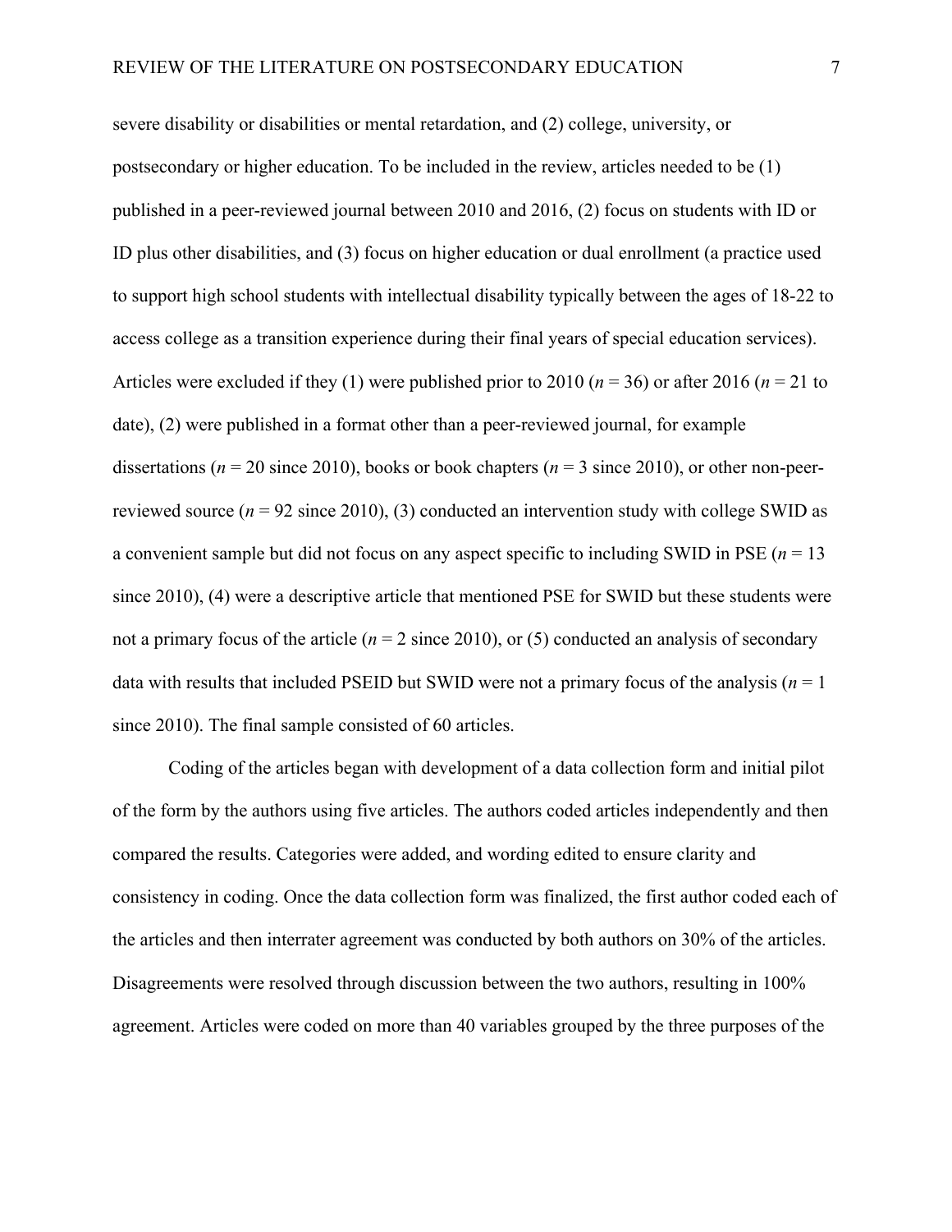severe disability or disabilities or mental retardation, and (2) college, university, or postsecondary or higher education. To be included in the review, articles needed to be (1) published in a peer-reviewed journal between 2010 and 2016, (2) focus on students with ID or ID plus other disabilities, and (3) focus on higher education or dual enrollment (a practice used to support high school students with intellectual disability typically between the ages of 18-22 to access college as a transition experience during their final years of special education services). Articles were excluded if they (1) were published prior to 2010 ($n$ = 36) or after 2016 ($n$ = 21 to date), (2) were published in a format other than a peer-reviewed journal, for example dissertations ($n$ = 20 since 2010), books or book chapters ($n$ = 3 since 2010), or other non-peer-reviewed source ($n$ = 92 since 2010), (3) conducted an intervention study with college SWID as a convenient sample but did not focus on any aspect specific to including SWID in PSE ($n$ = 13 since 2010), (4) were a descriptive article that mentioned PSE for SWID but these students were not a primary focus of the article ($n$ = 2 since 2010), or (5) conducted an analysis of secondary data with results that included PSEID but SWID were not a primary focus of the analysis ($n$ = 1 since 2010). The final sample consisted of 60 articles.

Coding of the articles began with development of a data collection form and initial pilot of the form by the authors using five articles. The authors coded articles independently and then compared the results. Categories were added, and wording edited to ensure clarity and consistency in coding. Once the data collection form was finalized, the first author coded each of the articles and then interrater agreement was conducted by both authors on 30% of the articles. Disagreements were resolved through discussion between the two authors, resulting in 100% agreement. Articles were coded on more than 40 variables grouped by the three purposes of the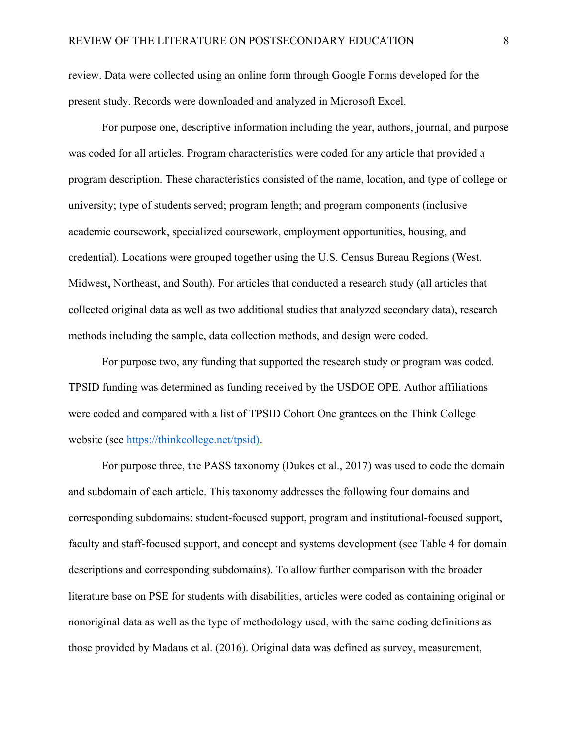review. Data were collected using an online form through Google Forms developed for the present study. Records were downloaded and analyzed in Microsoft Excel.

For purpose one, descriptive information including the year, authors, journal, and purpose was coded for all articles. Program characteristics were coded for any article that provided a program description. These characteristics consisted of the name, location, and type of college or university; type of students served; program length; and program components (inclusive academic coursework, specialized coursework, employment opportunities, housing, and credential). Locations were grouped together using the U.S. Census Bureau Regions (West, Midwest, Northeast, and South). For articles that conducted a research study (all articles that collected original data as well as two additional studies that analyzed secondary data), research methods including the sample, data collection methods, and design were coded.

For purpose two, any funding that supported the research study or program was coded. TPSID funding was determined as funding received by the USDOE OPE. Author affiliations were coded and compared with a list of TPSID Cohort One grantees on the Think College website (see https://thinkcollege.net/tpsid).

For purpose three, the PASS taxonomy (Dukes et al., 2017) was used to code the domain and subdomain of each article. This taxonomy addresses the following four domains and corresponding subdomains: student-focused support, program and institutional-focused support, faculty and staff-focused support, and concept and systems development (see Table 4 for domain descriptions and corresponding subdomains). To allow further comparison with the broader literature base on PSE for students with disabilities, articles were coded as containing original or nonoriginal data as well as the type of methodology used, with the same coding definitions as those provided by Madaus et al. (2016). Original data was defined as survey, measurement,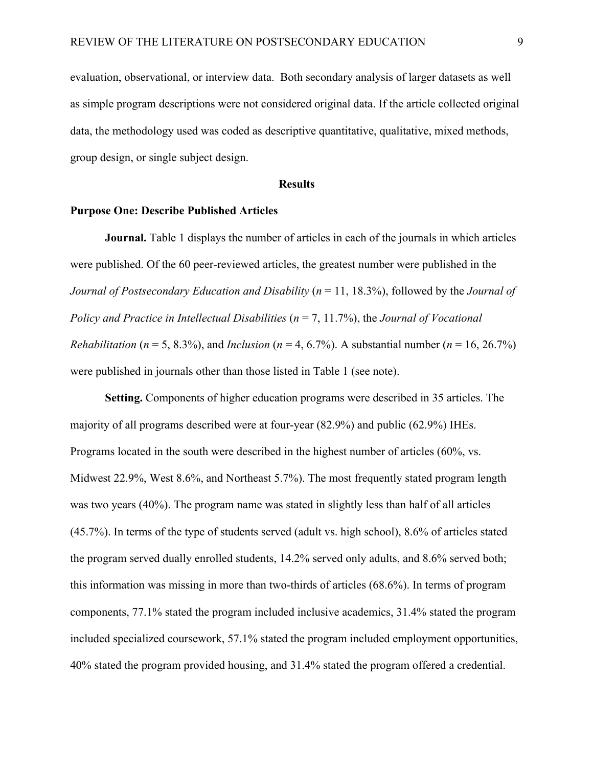evaluation, observational, or interview data. Both secondary analysis of larger datasets as well as simple program descriptions were not considered original data. If the article collected original data, the methodology used was coded as descriptive quantitative, qualitative, mixed methods, group design, or single subject design.

## Results

### Purpose One: Describe Published Articles

**Journal.** Table 1 displays the number of articles in each of the journals in which articles were published. Of the 60 peer-reviewed articles, the greatest number were published in the *Journal of Postsecondary Education and Disability* (*n* = 11, 18.3%), followed by the *Journal of Policy and Practice in Intellectual Disabilities* (*n* = 7, 11.7%), the *Journal of Vocational Rehabilitation* (*n* = 5, 8.3%), and *Inclusion* (*n* = 4, 6.7%). A substantial number (*n* = 16, 26.7%) were published in journals other than those listed in Table 1 (see note).

**Setting.** Components of higher education programs were described in 35 articles. The majority of all programs described were at four-year (82.9%) and public (62.9%) IHEs. Programs located in the south were described in the highest number of articles (60%, vs. Midwest 22.9%, West 8.6%, and Northeast 5.7%). The most frequently stated program length was two years (40%). The program name was stated in slightly less than half of all articles (45.7%). In terms of the type of students served (adult vs. high school), 8.6% of articles stated the program served dually enrolled students, 14.2% served only adults, and 8.6% served both; this information was missing in more than two-thirds of articles (68.6%). In terms of program components, 77.1% stated the program included inclusive academics, 31.4% stated the program included specialized coursework, 57.1% stated the program included employment opportunities, 40% stated the program provided housing, and 31.4% stated the program offered a credential.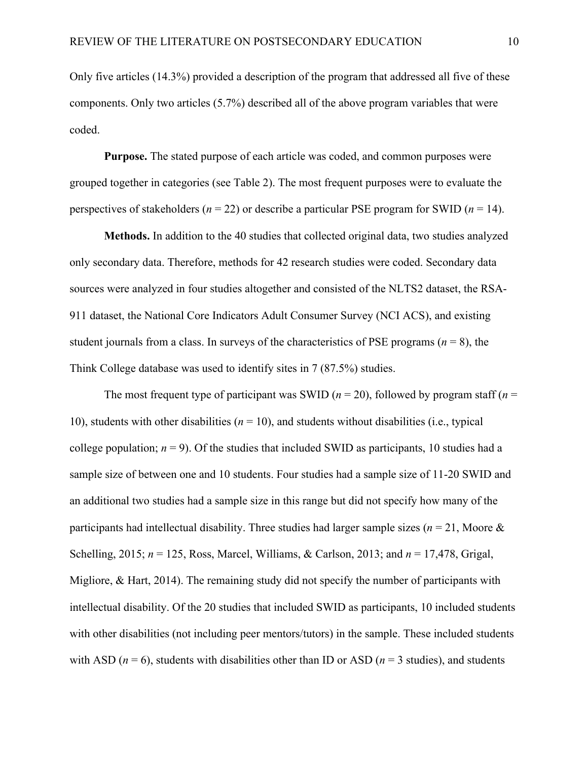Only five articles (14.3%) provided a description of the program that addressed all five of these components. Only two articles (5.7%) described all of the above program variables that were coded.

**Purpose.** The stated purpose of each article was coded, and common purposes were grouped together in categories (see Table 2). The most frequent purposes were to evaluate the perspectives of stakeholders (*n* = 22) or describe a particular PSE program for SWID (*n* = 14).

**Methods.** In addition to the 40 studies that collected original data, two studies analyzed only secondary data. Therefore, methods for 42 research studies were coded. Secondary data sources were analyzed in four studies altogether and consisted of the NLTS2 dataset, the RSA-911 dataset, the National Core Indicators Adult Consumer Survey (NCI ACS), and existing student journals from a class. In surveys of the characteristics of PSE programs (*n* = 8), the Think College database was used to identify sites in 7 (87.5%) studies.

The most frequent type of participant was SWID (*n* = 20), followed by program staff (*n* = 10), students with other disabilities (*n* = 10), and students without disabilities (i.e., typical college population; *n* = 9). Of the studies that included SWID as participants, 10 studies had a sample size of between one and 10 students. Four studies had a sample size of 11-20 SWID and an additional two studies had a sample size in this range but did not specify how many of the participants had intellectual disability. Three studies had larger sample sizes (*n* = 21, Moore & Schelling, 2015; *n* = 125, Ross, Marcel, Williams, & Carlson, 2013; and *n* = 17,478, Grigal, Migliore, & Hart, 2014). The remaining study did not specify the number of participants with intellectual disability. Of the 20 studies that included SWID as participants, 10 included students with other disabilities (not including peer mentors/tutors) in the sample. These included students with ASD (*n* = 6), students with disabilities other than ID or ASD (*n* = 3 studies), and students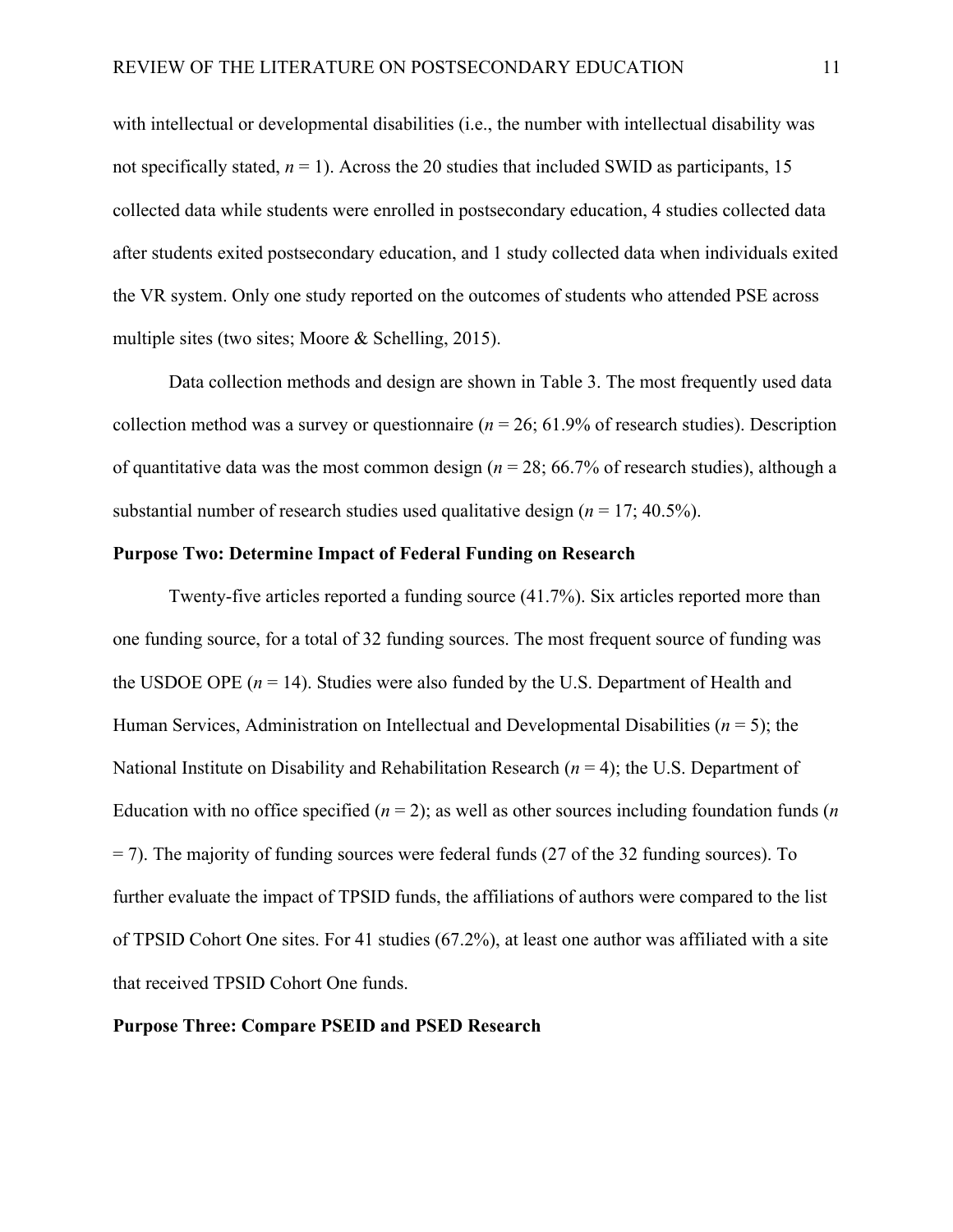with intellectual or developmental disabilities (i.e., the number with intellectual disability was not specifically stated, *n* = 1). Across the 20 studies that included SWID as participants, 15 collected data while students were enrolled in postsecondary education, 4 studies collected data after students exited postsecondary education, and 1 study collected data when individuals exited the VR system. Only one study reported on the outcomes of students who attended PSE across multiple sites (two sites; Moore & Schelling, 2015).

Data collection methods and design are shown in Table 3. The most frequently used data collection method was a survey or questionnaire (*n* = 26; 61.9% of research studies). Description of quantitative data was the most common design (*n* = 28; 66.7% of research studies), although a substantial number of research studies used qualitative design (*n* = 17; 40.5%).

**Purpose Two: Determine Impact of Federal Funding on Research**

Twenty-five articles reported a funding source (41.7%). Six articles reported more than one funding source, for a total of 32 funding sources. The most frequent source of funding was the USDOE OPE (*n* = 14). Studies were also funded by the U.S. Department of Health and Human Services, Administration on Intellectual and Developmental Disabilities (*n* = 5); the National Institute on Disability and Rehabilitation Research (*n* = 4); the U.S. Department of Education with no office specified (*n* = 2); as well as other sources including foundation funds (*n* = 7). The majority of funding sources were federal funds (27 of the 32 funding sources). To further evaluate the impact of TPSID funds, the affiliations of authors were compared to the list of TPSID Cohort One sites. For 41 studies (67.2%), at least one author was affiliated with a site that received TPSID Cohort One funds.

**Purpose Three: Compare PSEID and PSED Research**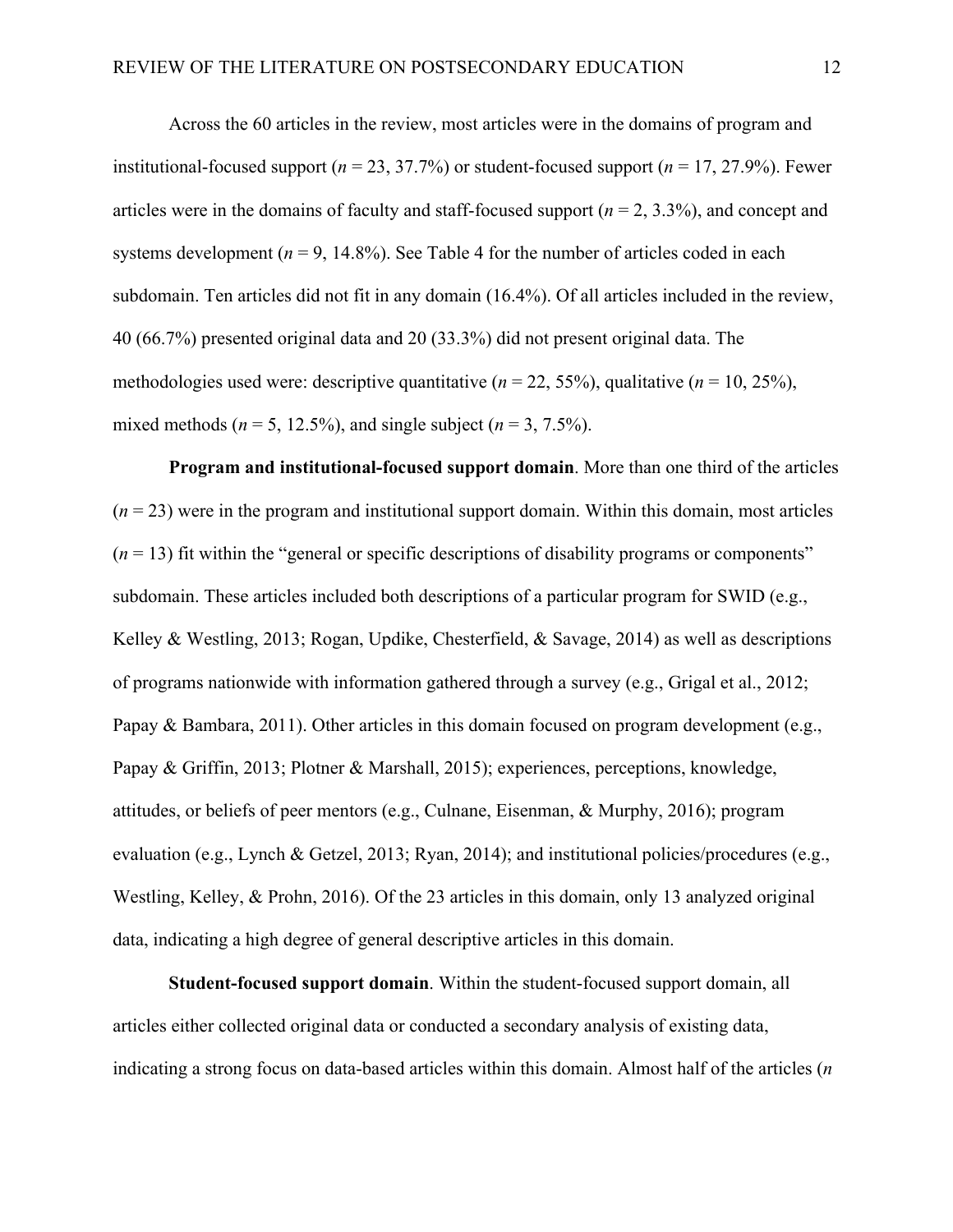Across the 60 articles in the review, most articles were in the domains of program and institutional-focused support (*n* = 23, 37.7%) or student-focused support (*n* = 17, 27.9%). Fewer articles were in the domains of faculty and staff-focused support (*n* = 2, 3.3%), and concept and systems development (*n* = 9, 14.8%). See Table 4 for the number of articles coded in each subdomain. Ten articles did not fit in any domain (16.4%). Of all articles included in the review, 40 (66.7%) presented original data and 20 (33.3%) did not present original data. The methodologies used were: descriptive quantitative (*n* = 22, 55%), qualitative (*n* = 10, 25%), mixed methods (*n* = 5, 12.5%), and single subject (*n* = 3, 7.5%).

**Program and institutional-focused support domain**. More than one third of the articles (*n* = 23) were in the program and institutional support domain. Within this domain, most articles (*n* = 13) fit within the "general or specific descriptions of disability programs or components" subdomain. These articles included both descriptions of a particular program for SWID (e.g., Kelley & Westling, 2013; Rogan, Updike, Chesterfield, & Savage, 2014) as well as descriptions of programs nationwide with information gathered through a survey (e.g., Grigal et al., 2012; Papay & Bambara, 2011). Other articles in this domain focused on program development (e.g., Papay & Griffin, 2013; Plotner & Marshall, 2015); experiences, perceptions, knowledge, attitudes, or beliefs of peer mentors (e.g., Culnane, Eisenman, & Murphy, 2016); program evaluation (e.g., Lynch & Getzel, 2013; Ryan, 2014); and institutional policies/procedures (e.g., Westling, Kelley, & Prohn, 2016). Of the 23 articles in this domain, only 13 analyzed original data, indicating a high degree of general descriptive articles in this domain.

**Student-focused support domain**. Within the student-focused support domain, all articles either collected original data or conducted a secondary analysis of existing data, indicating a strong focus on data-based articles within this domain. Almost half of the articles (*n*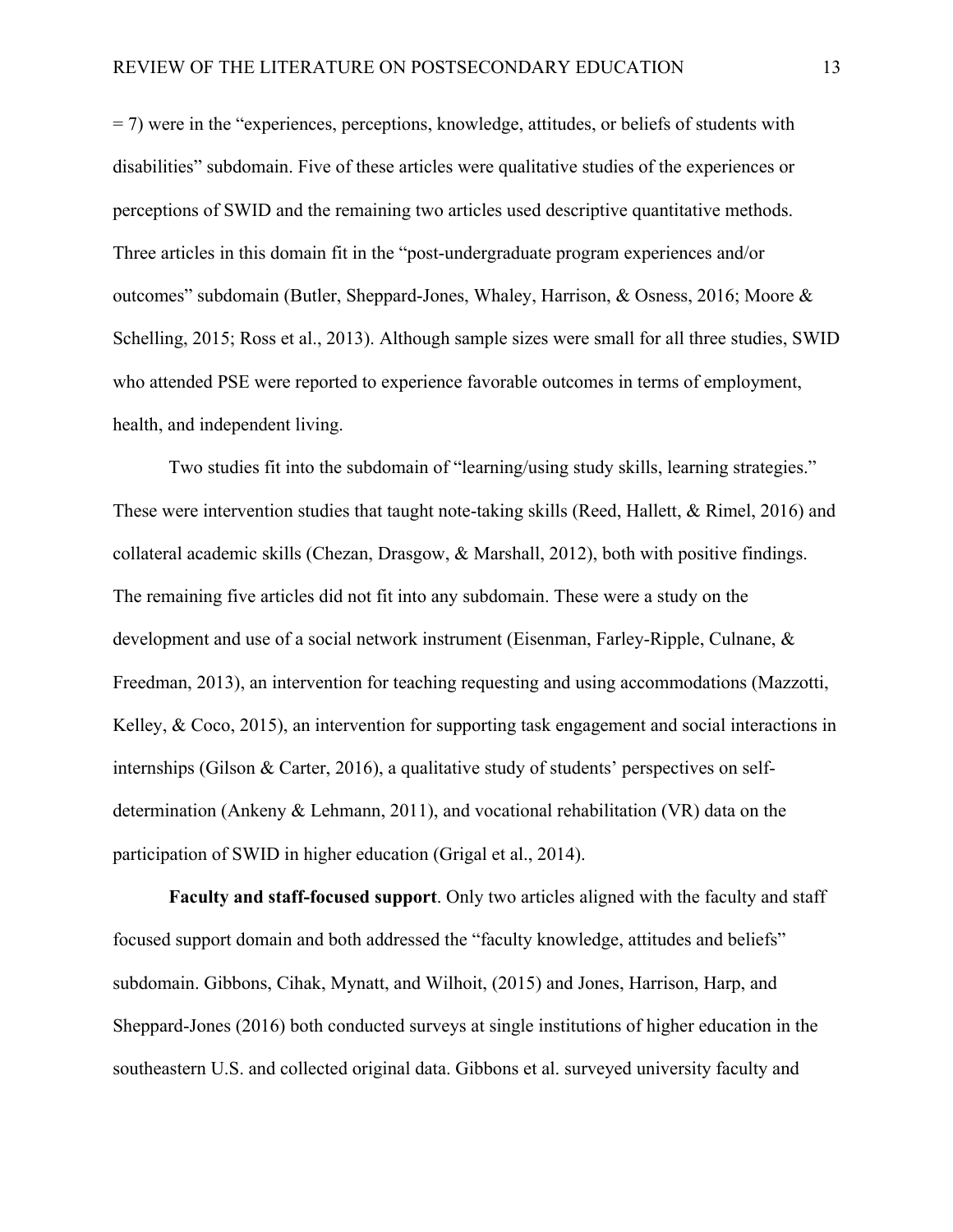= 7) were in the "experiences, perceptions, knowledge, attitudes, or beliefs of students with disabilities" subdomain. Five of these articles were qualitative studies of the experiences or perceptions of SWID and the remaining two articles used descriptive quantitative methods. Three articles in this domain fit in the "post-undergraduate program experiences and/or outcomes" subdomain (Butler, Sheppard-Jones, Whaley, Harrison, & Osness, 2016; Moore & Schelling, 2015; Ross et al., 2013). Although sample sizes were small for all three studies, SWID who attended PSE were reported to experience favorable outcomes in terms of employment, health, and independent living.

Two studies fit into the subdomain of "learning/using study skills, learning strategies." These were intervention studies that taught note-taking skills (Reed, Hallett, & Rimel, 2016) and collateral academic skills (Chezan, Drasgow, & Marshall, 2012), both with positive findings. The remaining five articles did not fit into any subdomain. These were a study on the development and use of a social network instrument (Eisenman, Farley-Ripple, Culnane, & Freedman, 2013), an intervention for teaching requesting and using accommodations (Mazzotti, Kelley, & Coco, 2015), an intervention for supporting task engagement and social interactions in internships (Gilson & Carter, 2016), a qualitative study of students' perspectives on self-determination (Ankeny & Lehmann, 2011), and vocational rehabilitation (VR) data on the participation of SWID in higher education (Grigal et al., 2014).

**Faculty and staff-focused support**. Only two articles aligned with the faculty and staff focused support domain and both addressed the "faculty knowledge, attitudes and beliefs" subdomain. Gibbons, Cihak, Mynatt, and Wilhoit, (2015) and Jones, Harrison, Harp, and Sheppard-Jones (2016) both conducted surveys at single institutions of higher education in the southeastern U.S. and collected original data. Gibbons et al. surveyed university faculty and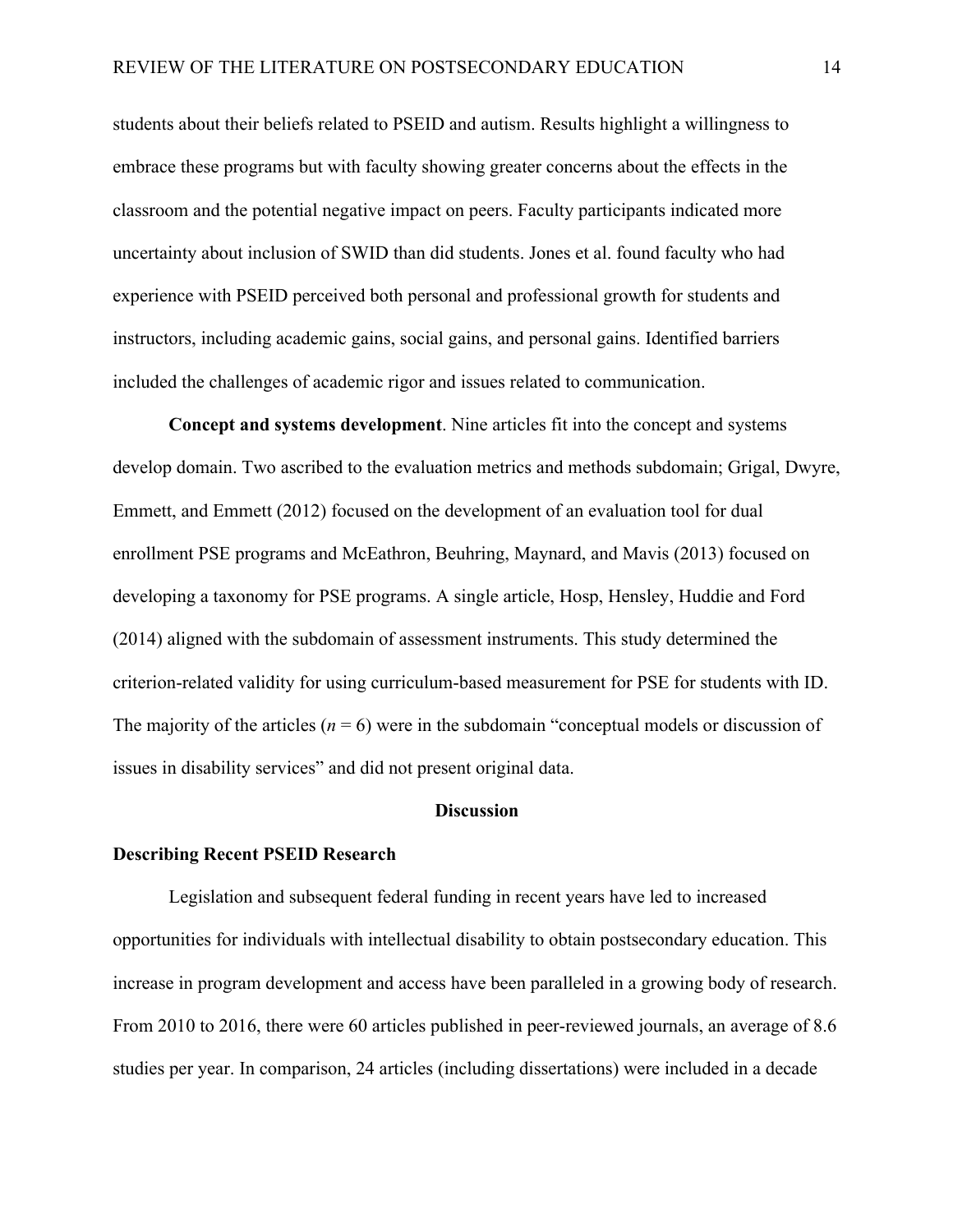students about their beliefs related to PSEID and autism. Results highlight a willingness to embrace these programs but with faculty showing greater concerns about the effects in the classroom and the potential negative impact on peers. Faculty participants indicated more uncertainty about inclusion of SWID than did students. Jones et al. found faculty who had experience with PSEID perceived both personal and professional growth for students and instructors, including academic gains, social gains, and personal gains. Identified barriers included the challenges of academic rigor and issues related to communication.

**Concept and systems development**. Nine articles fit into the concept and systems develop domain. Two ascribed to the evaluation metrics and methods subdomain; Grigal, Dwyre, Emmett, and Emmett (2012) focused on the development of an evaluation tool for dual enrollment PSE programs and McEathron, Beuhring, Maynard, and Mavis (2013) focused on developing a taxonomy for PSE programs. A single article, Hosp, Hensley, Huddie and Ford (2014) aligned with the subdomain of assessment instruments. This study determined the criterion-related validity for using curriculum-based measurement for PSE for students with ID. The majority of the articles ($n = 6$) were in the subdomain "conceptual models or discussion of issues in disability services" and did not present original data.

## Discussion

### Describing Recent PSEID Research

Legislation and subsequent federal funding in recent years have led to increased opportunities for individuals with intellectual disability to obtain postsecondary education. This increase in program development and access have been paralleled in a growing body of research. From 2010 to 2016, there were 60 articles published in peer-reviewed journals, an average of 8.6 studies per year. In comparison, 24 articles (including dissertations) were included in a decade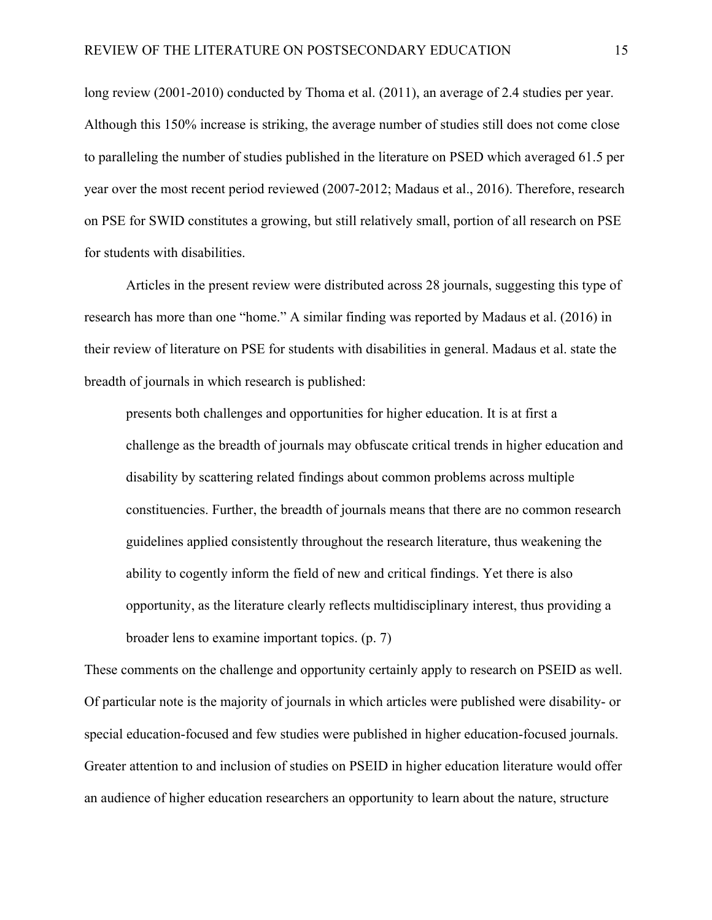long review (2001-2010) conducted by Thoma et al. (2011), an average of 2.4 studies per year. Although this 150% increase is striking, the average number of studies still does not come close to paralleling the number of studies published in the literature on PSED which averaged 61.5 per year over the most recent period reviewed (2007-2012; Madaus et al., 2016). Therefore, research on PSE for SWID constitutes a growing, but still relatively small, portion of all research on PSE for students with disabilities.

Articles in the present review were distributed across 28 journals, suggesting this type of research has more than one "home." A similar finding was reported by Madaus et al. (2016) in their review of literature on PSE for students with disabilities in general. Madaus et al. state the breadth of journals in which research is published:

> presents both challenges and opportunities for higher education. It is at first a challenge as the breadth of journals may obfuscate critical trends in higher education and disability by scattering related findings about common problems across multiple constituencies. Further, the breadth of journals means that there are no common research guidelines applied consistently throughout the research literature, thus weakening the ability to cogently inform the field of new and critical findings. Yet there is also opportunity, as the literature clearly reflects multidisciplinary interest, thus providing a broader lens to examine important topics. (p. 7)

These comments on the challenge and opportunity certainly apply to research on PSEID as well. Of particular note is the majority of journals in which articles were published were disability- or special education-focused and few studies were published in higher education-focused journals. Greater attention to and inclusion of studies on PSEID in higher education literature would offer an audience of higher education researchers an opportunity to learn about the nature, structure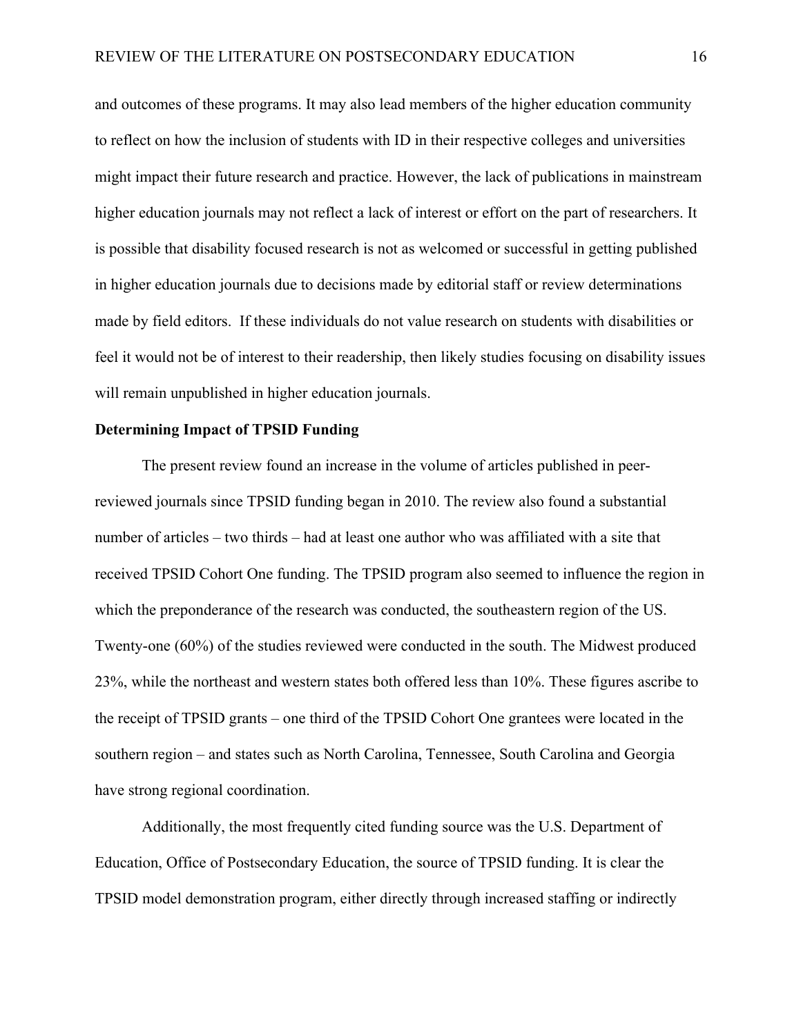and outcomes of these programs. It may also lead members of the higher education community to reflect on how the inclusion of students with ID in their respective colleges and universities might impact their future research and practice. However, the lack of publications in mainstream higher education journals may not reflect a lack of interest or effort on the part of researchers. It is possible that disability focused research is not as welcomed or successful in getting published in higher education journals due to decisions made by editorial staff or review determinations made by field editors. If these individuals do not value research on students with disabilities or feel it would not be of interest to their readership, then likely studies focusing on disability issues will remain unpublished in higher education journals.

**Determining Impact of TPSID Funding**

The present review found an increase in the volume of articles published in peer-reviewed journals since TPSID funding began in 2010. The review also found a substantial number of articles – two thirds – had at least one author who was affiliated with a site that received TPSID Cohort One funding. The TPSID program also seemed to influence the region in which the preponderance of the research was conducted, the southeastern region of the US. Twenty-one (60%) of the studies reviewed were conducted in the south. The Midwest produced 23%, while the northeast and western states both offered less than 10%. These figures ascribe to the receipt of TPSID grants – one third of the TPSID Cohort One grantees were located in the southern region – and states such as North Carolina, Tennessee, South Carolina and Georgia have strong regional coordination.

Additionally, the most frequently cited funding source was the U.S. Department of Education, Office of Postsecondary Education, the source of TPSID funding. It is clear the TPSID model demonstration program, either directly through increased staffing or indirectly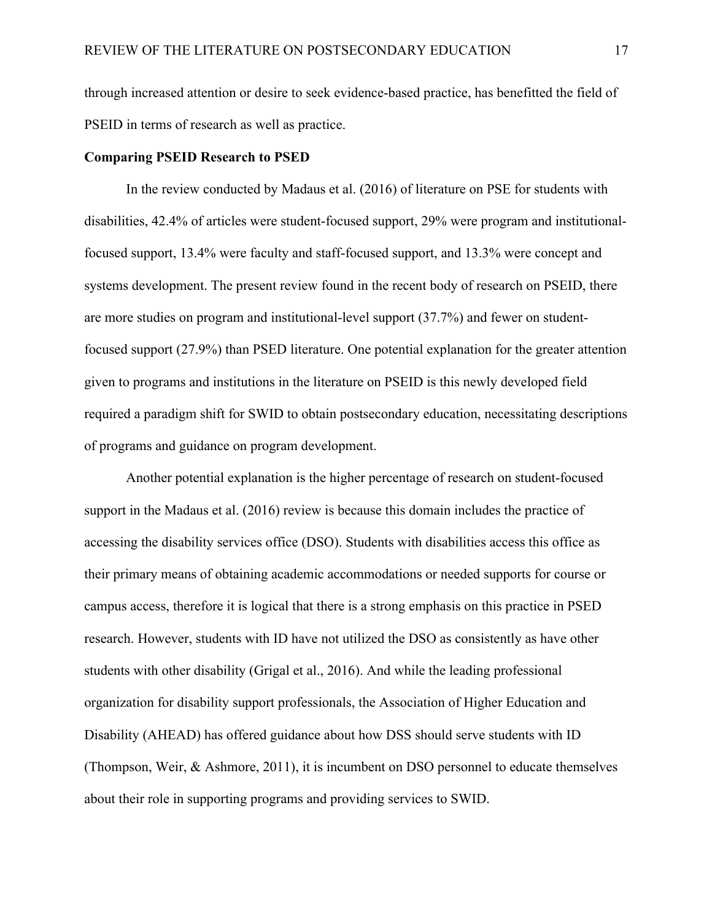through increased attention or desire to seek evidence-based practice, has benefitted the field of PSEID in terms of research as well as practice.

**Comparing PSEID Research to PSED**

In the review conducted by Madaus et al. (2016) of literature on PSE for students with disabilities, 42.4% of articles were student-focused support, 29% were program and institutional-focused support, 13.4% were faculty and staff-focused support, and 13.3% were concept and systems development. The present review found in the recent body of research on PSEID, there are more studies on program and institutional-level support (37.7%) and fewer on student-focused support (27.9%) than PSED literature. One potential explanation for the greater attention given to programs and institutions in the literature on PSEID is this newly developed field required a paradigm shift for SWID to obtain postsecondary education, necessitating descriptions of programs and guidance on program development.

Another potential explanation is the higher percentage of research on student-focused support in the Madaus et al. (2016) review is because this domain includes the practice of accessing the disability services office (DSO). Students with disabilities access this office as their primary means of obtaining academic accommodations or needed supports for course or campus access, therefore it is logical that there is a strong emphasis on this practice in PSED research. However, students with ID have not utilized the DSO as consistently as have other students with other disability (Grigal et al., 2016). And while the leading professional organization for disability support professionals, the Association of Higher Education and Disability (AHEAD) has offered guidance about how DSS should serve students with ID (Thompson, Weir, & Ashmore, 2011), it is incumbent on DSO personnel to educate themselves about their role in supporting programs and providing services to SWID.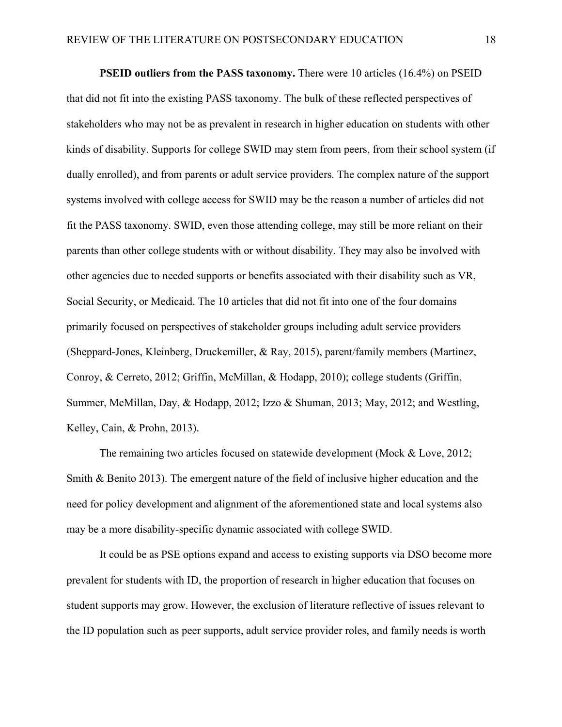**PSEID outliers from the PASS taxonomy.** There were 10 articles (16.4%) on PSEID that did not fit into the existing PASS taxonomy. The bulk of these reflected perspectives of stakeholders who may not be as prevalent in research in higher education on students with other kinds of disability. Supports for college SWID may stem from peers, from their school system (if dually enrolled), and from parents or adult service providers. The complex nature of the support systems involved with college access for SWID may be the reason a number of articles did not fit the PASS taxonomy. SWID, even those attending college, may still be more reliant on their parents than other college students with or without disability. They may also be involved with other agencies due to needed supports or benefits associated with their disability such as VR, Social Security, or Medicaid. The 10 articles that did not fit into one of the four domains primarily focused on perspectives of stakeholder groups including adult service providers (Sheppard-Jones, Kleinberg, Druckemiller, & Ray, 2015), parent/family members (Martinez, Conroy, & Cerreto, 2012; Griffin, McMillan, & Hodapp, 2010); college students (Griffin, Summer, McMillan, Day, & Hodapp, 2012; Izzo & Shuman, 2013; May, 2012; and Westling, Kelley, Cain, & Prohn, 2013).

The remaining two articles focused on statewide development (Mock & Love, 2012; Smith & Benito 2013). The emergent nature of the field of inclusive higher education and the need for policy development and alignment of the aforementioned state and local systems also may be a more disability-specific dynamic associated with college SWID.

It could be as PSE options expand and access to existing supports via DSO become more prevalent for students with ID, the proportion of research in higher education that focuses on student supports may grow. However, the exclusion of literature reflective of issues relevant to the ID population such as peer supports, adult service provider roles, and family needs is worth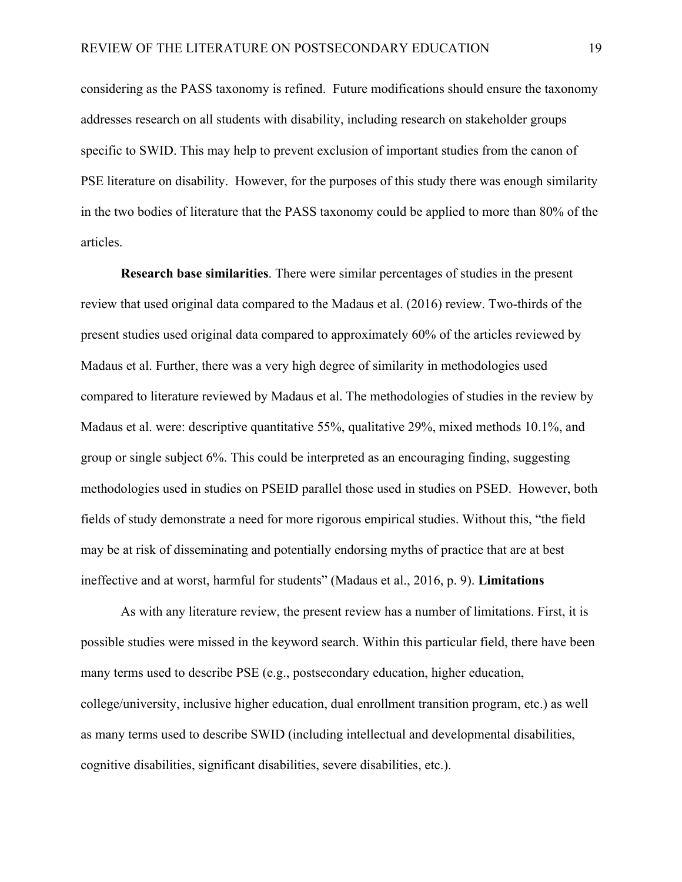considering as the PASS taxonomy is refined. Future modifications should ensure the taxonomy addresses research on all students with disability, including research on stakeholder groups specific to SWID. This may help to prevent exclusion of important studies from the canon of PSE literature on disability. However, for the purposes of this study there was enough similarity in the two bodies of literature that the PASS taxonomy could be applied to more than 80% of the articles.

**Research base similarities**. There were similar percentages of studies in the present review that used original data compared to the Madaus et al. (2016) review. Two-thirds of the present studies used original data compared to approximately 60% of the articles reviewed by Madaus et al. Further, there was a very high degree of similarity in methodologies used compared to literature reviewed by Madaus et al. The methodologies of studies in the review by Madaus et al. were: descriptive quantitative 55%, qualitative 29%, mixed methods 10.1%, and group or single subject 6%. This could be interpreted as an encouraging finding, suggesting methodologies used in studies on PSEID parallel those used in studies on PSED. However, both fields of study demonstrate a need for more rigorous empirical studies. Without this, "the field may be at risk of disseminating and potentially endorsing myths of practice that are at best ineffective and at worst, harmful for students" (Madaus et al., 2016, p. 9).

## Limitations

As with any literature review, the present review has a number of limitations. First, it is possible studies were missed in the keyword search. Within this particular field, there have been many terms used to describe PSE (e.g., postsecondary education, higher education, college/university, inclusive higher education, dual enrollment transition program, etc.) as well as many terms used to describe SWID (including intellectual and developmental disabilities, cognitive disabilities, significant disabilities, severe disabilities, etc.).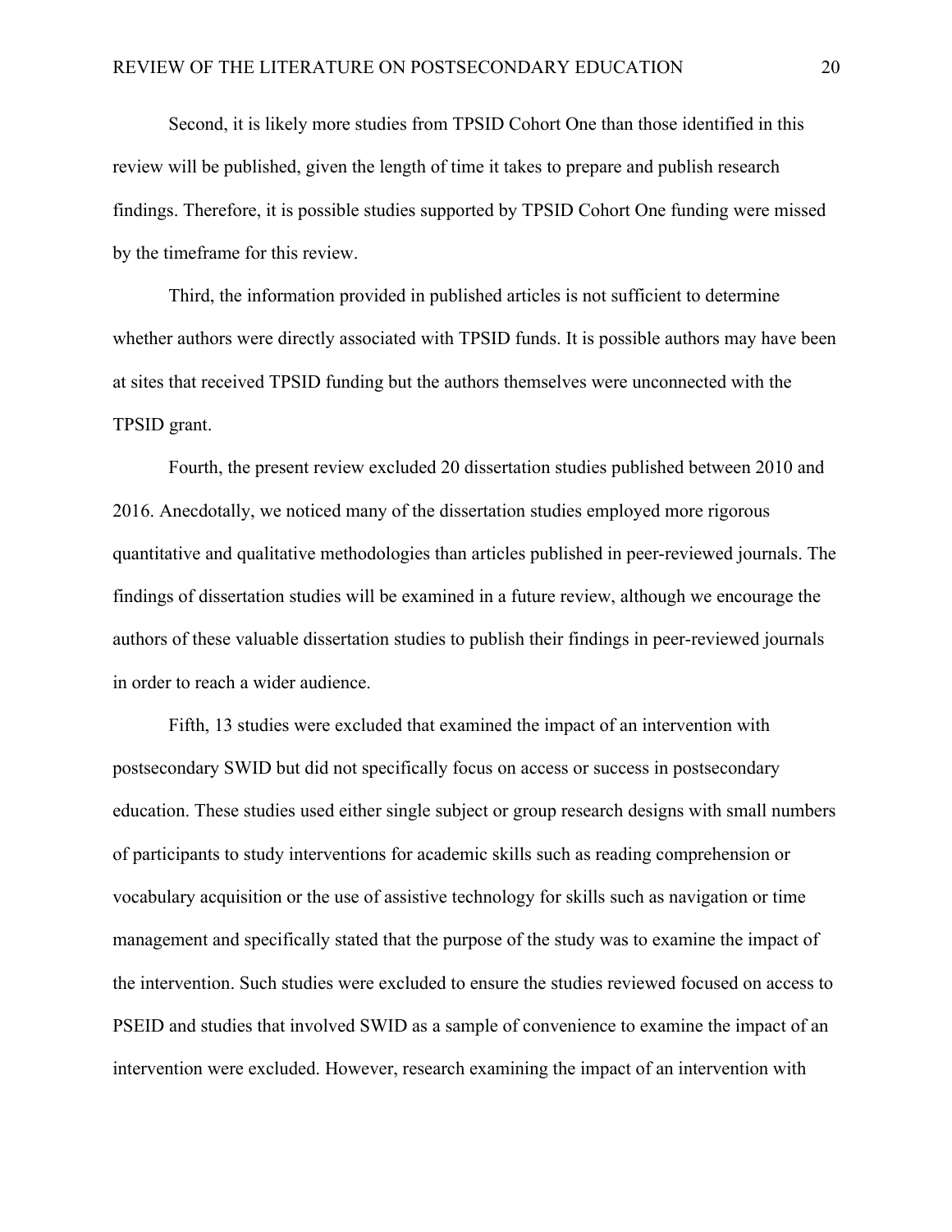Second, it is likely more studies from TPSID Cohort One than those identified in this review will be published, given the length of time it takes to prepare and publish research findings. Therefore, it is possible studies supported by TPSID Cohort One funding were missed by the timeframe for this review.

Third, the information provided in published articles is not sufficient to determine whether authors were directly associated with TPSID funds. It is possible authors may have been at sites that received TPSID funding but the authors themselves were unconnected with the TPSID grant.

Fourth, the present review excluded 20 dissertation studies published between 2010 and 2016. Anecdotally, we noticed many of the dissertation studies employed more rigorous quantitative and qualitative methodologies than articles published in peer-reviewed journals. The findings of dissertation studies will be examined in a future review, although we encourage the authors of these valuable dissertation studies to publish their findings in peer-reviewed journals in order to reach a wider audience.

Fifth, 13 studies were excluded that examined the impact of an intervention with postsecondary SWID but did not specifically focus on access or success in postsecondary education. These studies used either single subject or group research designs with small numbers of participants to study interventions for academic skills such as reading comprehension or vocabulary acquisition or the use of assistive technology for skills such as navigation or time management and specifically stated that the purpose of the study was to examine the impact of the intervention. Such studies were excluded to ensure the studies reviewed focused on access to PSEID and studies that involved SWID as a sample of convenience to examine the impact of an intervention were excluded. However, research examining the impact of an intervention with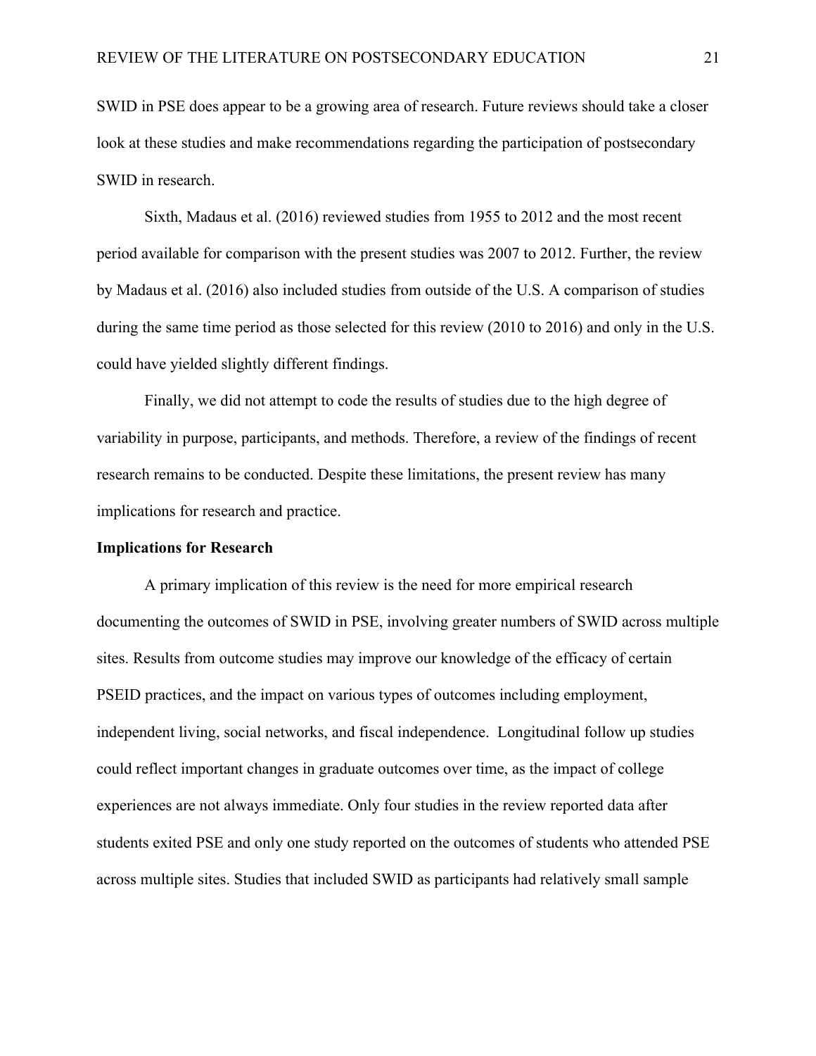SWID in PSE does appear to be a growing area of research. Future reviews should take a closer look at these studies and make recommendations regarding the participation of postsecondary SWID in research.

Sixth, Madaus et al. (2016) reviewed studies from 1955 to 2012 and the most recent period available for comparison with the present studies was 2007 to 2012. Further, the review by Madaus et al. (2016) also included studies from outside of the U.S. A comparison of studies during the same time period as those selected for this review (2010 to 2016) and only in the U.S. could have yielded slightly different findings.

Finally, we did not attempt to code the results of studies due to the high degree of variability in purpose, participants, and methods. Therefore, a review of the findings of recent research remains to be conducted. Despite these limitations, the present review has many implications for research and practice.

**Implications for Research**

A primary implication of this review is the need for more empirical research documenting the outcomes of SWID in PSE, involving greater numbers of SWID across multiple sites. Results from outcome studies may improve our knowledge of the efficacy of certain PSEID practices, and the impact on various types of outcomes including employment, independent living, social networks, and fiscal independence. Longitudinal follow up studies could reflect important changes in graduate outcomes over time, as the impact of college experiences are not always immediate. Only four studies in the review reported data after students exited PSE and only one study reported on the outcomes of students who attended PSE across multiple sites. Studies that included SWID as participants had relatively small sample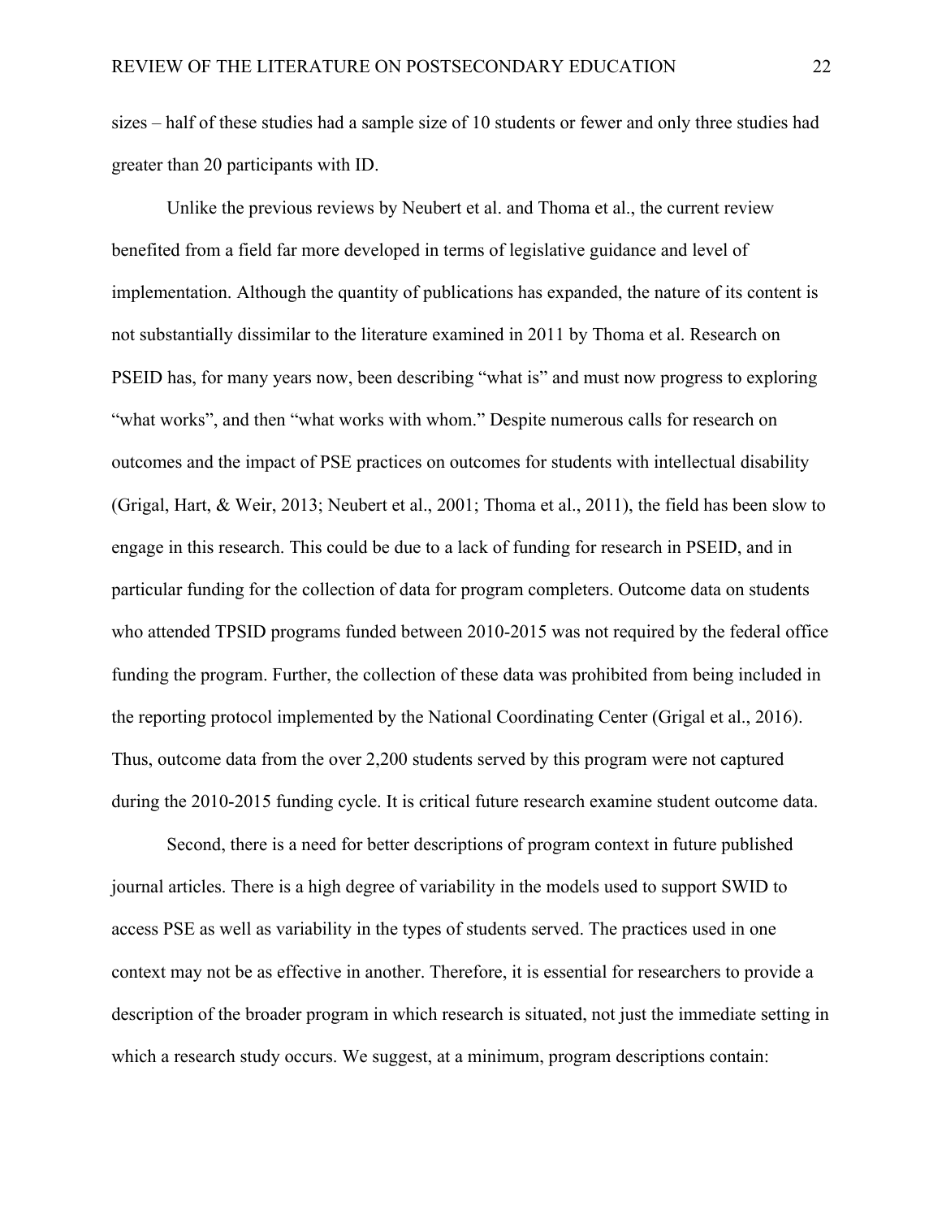sizes – half of these studies had a sample size of 10 students or fewer and only three studies had greater than 20 participants with ID.

Unlike the previous reviews by Neubert et al. and Thoma et al., the current review benefited from a field far more developed in terms of legislative guidance and level of implementation. Although the quantity of publications has expanded, the nature of its content is not substantially dissimilar to the literature examined in 2011 by Thoma et al. Research on PSEID has, for many years now, been describing "what is" and must now progress to exploring "what works", and then "what works with whom." Despite numerous calls for research on outcomes and the impact of PSE practices on outcomes for students with intellectual disability (Grigal, Hart, & Weir, 2013; Neubert et al., 2001; Thoma et al., 2011), the field has been slow to engage in this research. This could be due to a lack of funding for research in PSEID, and in particular funding for the collection of data for program completers. Outcome data on students who attended TPSID programs funded between 2010-2015 was not required by the federal office funding the program. Further, the collection of these data was prohibited from being included in the reporting protocol implemented by the National Coordinating Center (Grigal et al., 2016). Thus, outcome data from the over 2,200 students served by this program were not captured during the 2010-2015 funding cycle. It is critical future research examine student outcome data.

Second, there is a need for better descriptions of program context in future published journal articles. There is a high degree of variability in the models used to support SWID to access PSE as well as variability in the types of students served. The practices used in one context may not be as effective in another. Therefore, it is essential for researchers to provide a description of the broader program in which research is situated, not just the immediate setting in which a research study occurs. We suggest, at a minimum, program descriptions contain: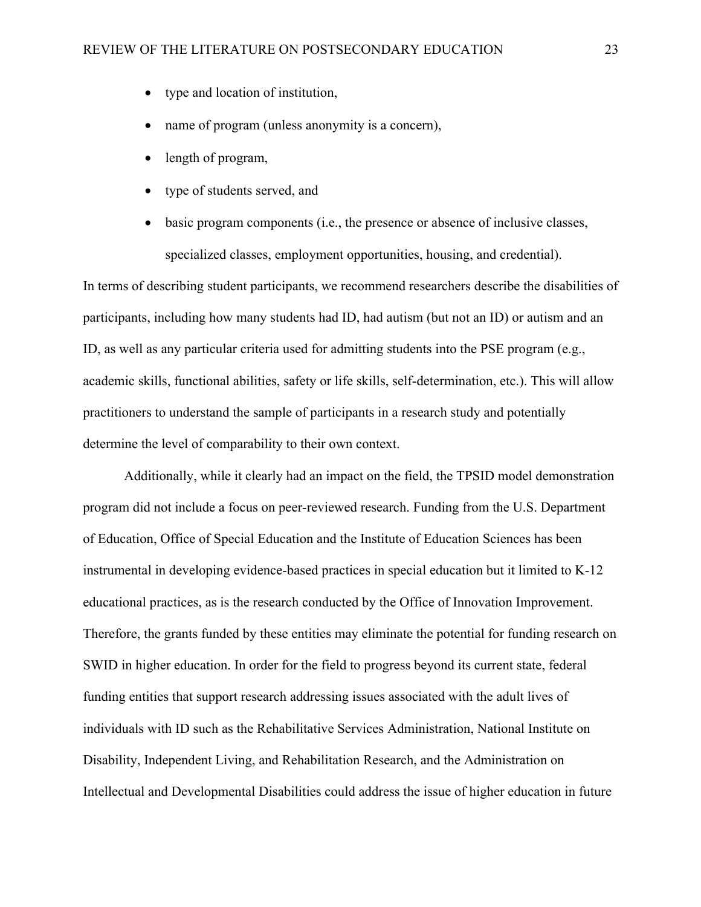- type and location of institution,
- name of program (unless anonymity is a concern),
- length of program,
- type of students served, and
- basic program components (i.e., the presence or absence of inclusive classes, specialized classes, employment opportunities, housing, and credential).

In terms of describing student participants, we recommend researchers describe the disabilities of participants, including how many students had ID, had autism (but not an ID) or autism and an ID, as well as any particular criteria used for admitting students into the PSE program (e.g., academic skills, functional abilities, safety or life skills, self-determination, etc.). This will allow practitioners to understand the sample of participants in a research study and potentially determine the level of comparability to their own context.

Additionally, while it clearly had an impact on the field, the TPSID model demonstration program did not include a focus on peer-reviewed research. Funding from the U.S. Department of Education, Office of Special Education and the Institute of Education Sciences has been instrumental in developing evidence-based practices in special education but it limited to K-12 educational practices, as is the research conducted by the Office of Innovation Improvement. Therefore, the grants funded by these entities may eliminate the potential for funding research on SWID in higher education. In order for the field to progress beyond its current state, federal funding entities that support research addressing issues associated with the adult lives of individuals with ID such as the Rehabilitative Services Administration, National Institute on Disability, Independent Living, and Rehabilitation Research, and the Administration on Intellectual and Developmental Disabilities could address the issue of higher education in future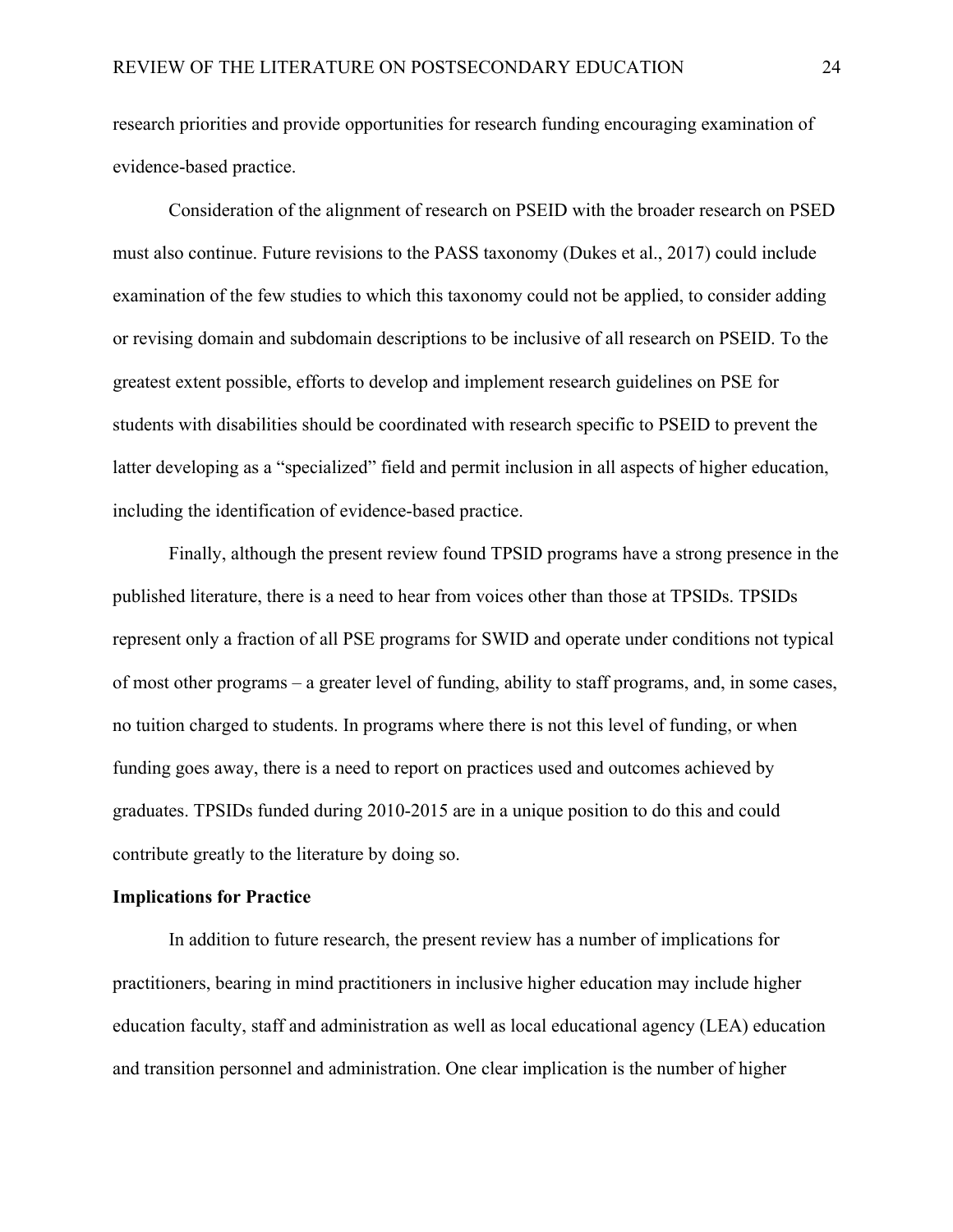research priorities and provide opportunities for research funding encouraging examination of evidence-based practice.

Consideration of the alignment of research on PSEID with the broader research on PSED must also continue. Future revisions to the PASS taxonomy (Dukes et al., 2017) could include examination of the few studies to which this taxonomy could not be applied, to consider adding or revising domain and subdomain descriptions to be inclusive of all research on PSEID. To the greatest extent possible, efforts to develop and implement research guidelines on PSE for students with disabilities should be coordinated with research specific to PSEID to prevent the latter developing as a "specialized" field and permit inclusion in all aspects of higher education, including the identification of evidence-based practice.

Finally, although the present review found TPSID programs have a strong presence in the published literature, there is a need to hear from voices other than those at TPSIDs. TPSIDs represent only a fraction of all PSE programs for SWID and operate under conditions not typical of most other programs – a greater level of funding, ability to staff programs, and, in some cases, no tuition charged to students. In programs where there is not this level of funding, or when funding goes away, there is a need to report on practices used and outcomes achieved by graduates. TPSIDs funded during 2010-2015 are in a unique position to do this and could contribute greatly to the literature by doing so.

**Implications for Practice**

In addition to future research, the present review has a number of implications for practitioners, bearing in mind practitioners in inclusive higher education may include higher education faculty, staff and administration as well as local educational agency (LEA) education and transition personnel and administration. One clear implication is the number of higher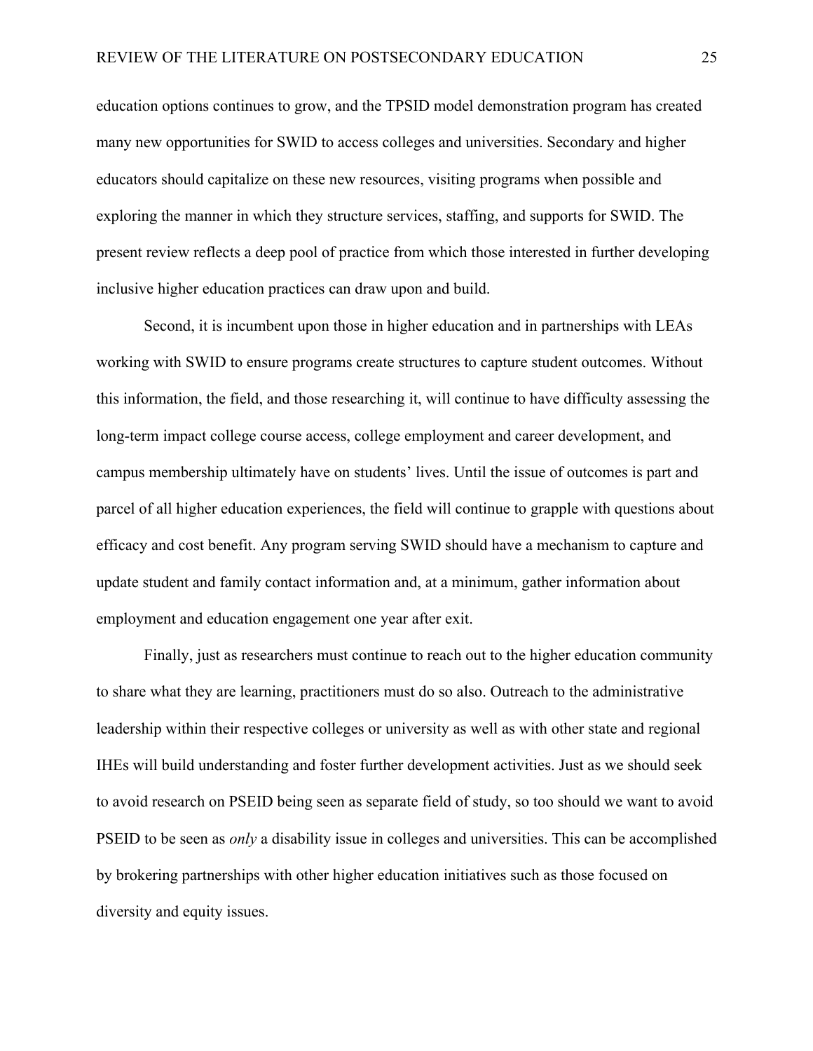education options continues to grow, and the TPSID model demonstration program has created many new opportunities for SWID to access colleges and universities. Secondary and higher educators should capitalize on these new resources, visiting programs when possible and exploring the manner in which they structure services, staffing, and supports for SWID. The present review reflects a deep pool of practice from which those interested in further developing inclusive higher education practices can draw upon and build.

Second, it is incumbent upon those in higher education and in partnerships with LEAs working with SWID to ensure programs create structures to capture student outcomes. Without this information, the field, and those researching it, will continue to have difficulty assessing the long-term impact college course access, college employment and career development, and campus membership ultimately have on students' lives. Until the issue of outcomes is part and parcel of all higher education experiences, the field will continue to grapple with questions about efficacy and cost benefit. Any program serving SWID should have a mechanism to capture and update student and family contact information and, at a minimum, gather information about employment and education engagement one year after exit.

Finally, just as researchers must continue to reach out to the higher education community to share what they are learning, practitioners must do so also. Outreach to the administrative leadership within their respective colleges or university as well as with other state and regional IHEs will build understanding and foster further development activities. Just as we should seek to avoid research on PSEID being seen as separate field of study, so too should we want to avoid PSEID to be seen as *only* a disability issue in colleges and universities. This can be accomplished by brokering partnerships with other higher education initiatives such as those focused on diversity and equity issues.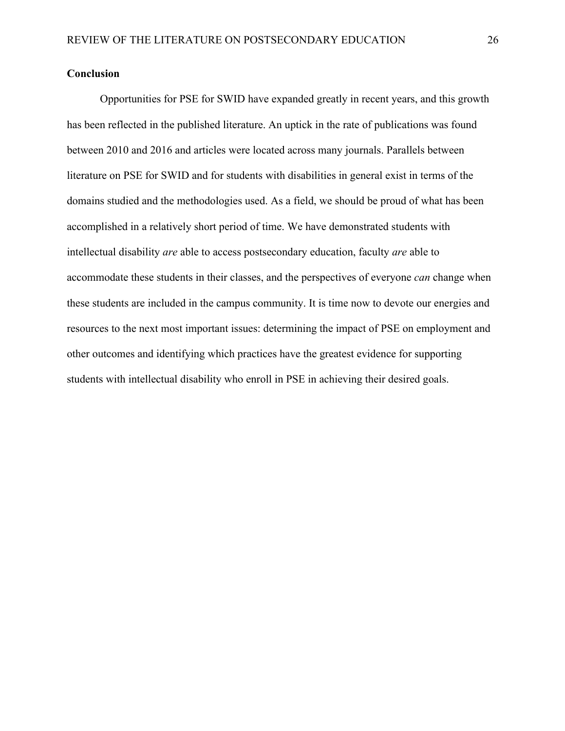## Conclusion

Opportunities for PSE for SWID have expanded greatly in recent years, and this growth has been reflected in the published literature. An uptick in the rate of publications was found between 2010 and 2016 and articles were located across many journals. Parallels between literature on PSE for SWID and for students with disabilities in general exist in terms of the domains studied and the methodologies used. As a field, we should be proud of what has been accomplished in a relatively short period of time. We have demonstrated students with intellectual disability *are* able to access postsecondary education, faculty *are* able to accommodate these students in their classes, and the perspectives of everyone *can* change when these students are included in the campus community. It is time now to devote our energies and resources to the next most important issues: determining the impact of PSE on employment and other outcomes and identifying which practices have the greatest evidence for supporting students with intellectual disability who enroll in PSE in achieving their desired goals.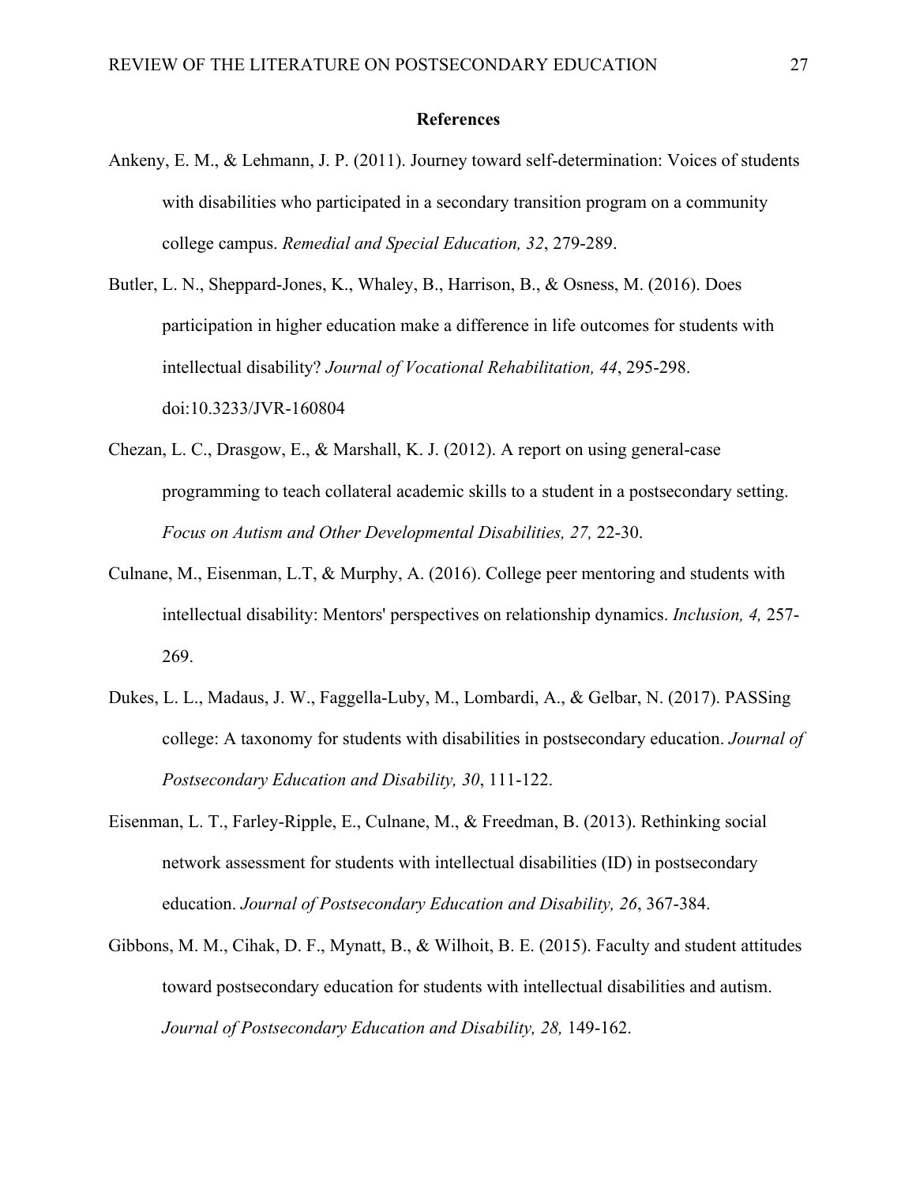# References

Ankeny, E. M., & Lehmann, J. P. (2011). Journey toward self-determination: Voices of students with disabilities who participated in a secondary transition program on a community college campus. *Remedial and Special Education, 32*, 279-289.

Butler, L. N., Sheppard-Jones, K., Whaley, B., Harrison, B., & Osness, M. (2016). Does participation in higher education make a difference in life outcomes for students with intellectual disability? *Journal of Vocational Rehabilitation, 44*, 295-298. doi:10.3233/JVR-160804

Chezan, L. C., Drasgow, E., & Marshall, K. J. (2012). A report on using general-case programming to teach collateral academic skills to a student in a postsecondary setting. *Focus on Autism and Other Developmental Disabilities, 27,* 22-30.

Culnane, M., Eisenman, L.T, & Murphy, A. (2016). College peer mentoring and students with intellectual disability: Mentors' perspectives on relationship dynamics. *Inclusion, 4,* 257-269.

Dukes, L. L., Madaus, J. W., Faggella-Luby, M., Lombardi, A., & Gelbar, N. (2017). PASSing college: A taxonomy for students with disabilities in postsecondary education. *Journal of Postsecondary Education and Disability, 30*, 111-122.

Eisenman, L. T., Farley-Ripple, E., Culnane, M., & Freedman, B. (2013). Rethinking social network assessment for students with intellectual disabilities (ID) in postsecondary education. *Journal of Postsecondary Education and Disability, 26*, 367-384.

Gibbons, M. M., Cihak, D. F., Mynatt, B., & Wilhoit, B. E. (2015). Faculty and student attitudes toward postsecondary education for students with intellectual disabilities and autism. *Journal of Postsecondary Education and Disability, 28,* 149-162.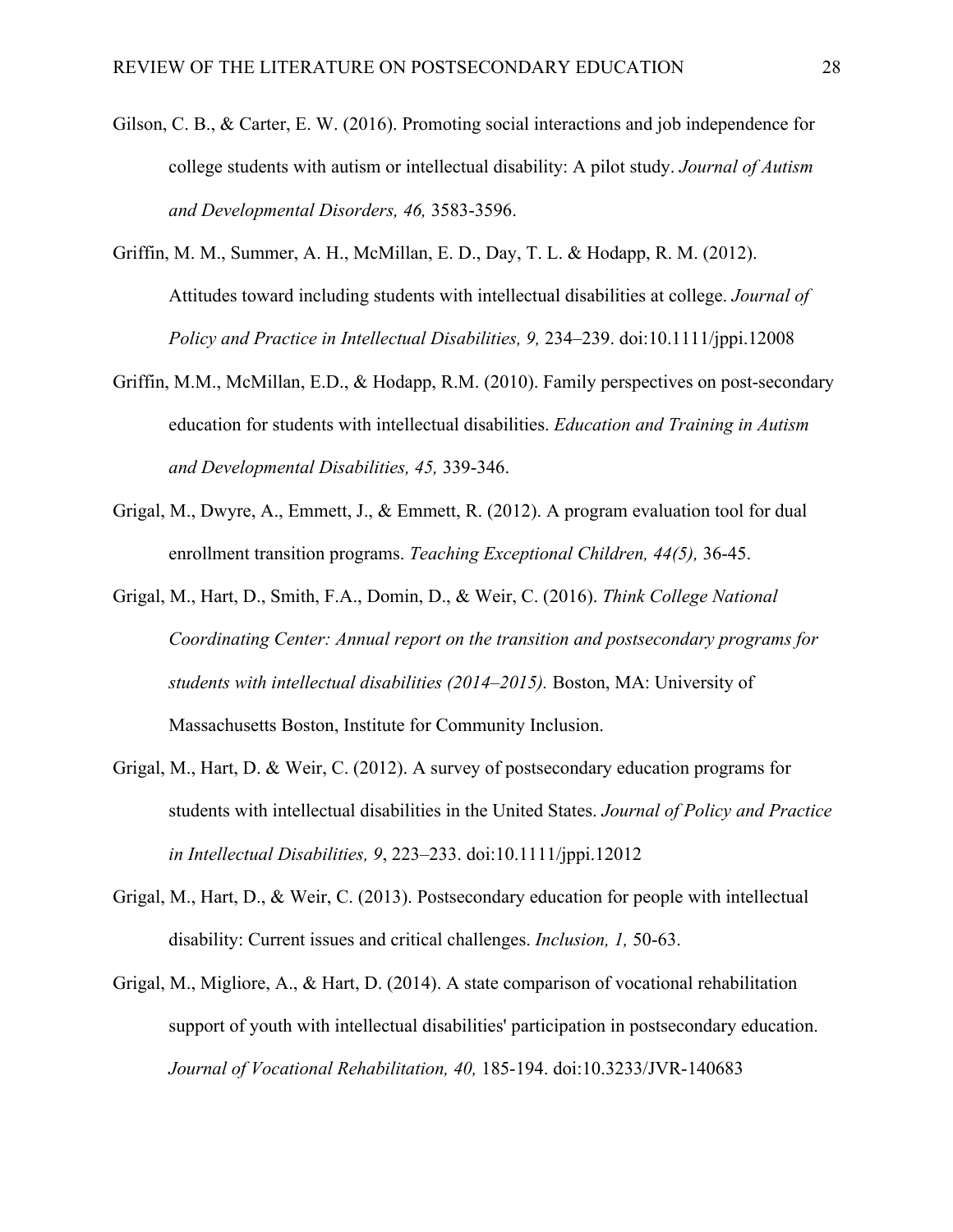Gilson, C. B., & Carter, E. W. (2016). Promoting social interactions and job independence for college students with autism or intellectual disability: A pilot study. *Journal of Autism and Developmental Disorders, 46,* 3583-3596.

Griffin, M. M., Summer, A. H., McMillan, E. D., Day, T. L. & Hodapp, R. M. (2012). Attitudes toward including students with intellectual disabilities at college. *Journal of Policy and Practice in Intellectual Disabilities, 9,* 234–239. doi:10.1111/jppi.12008

Griffin, M.M., McMillan, E.D., & Hodapp, R.M. (2010). Family perspectives on post-secondary education for students with intellectual disabilities. *Education and Training in Autism and Developmental Disabilities, 45,* 339-346.

Grigal, M., Dwyre, A., Emmett, J., & Emmett, R. (2012). A program evaluation tool for dual enrollment transition programs. *Teaching Exceptional Children, 44(5),* 36-45.

Grigal, M., Hart, D., Smith, F.A., Domin, D., & Weir, C. (2016). *Think College National Coordinating Center: Annual report on the transition and postsecondary programs for students with intellectual disabilities (2014–2015).* Boston, MA: University of Massachusetts Boston, Institute for Community Inclusion.

Grigal, M., Hart, D. & Weir, C. (2012). A survey of postsecondary education programs for students with intellectual disabilities in the United States. *Journal of Policy and Practice in Intellectual Disabilities, 9*, 223–233. doi:10.1111/jppi.12012

Grigal, M., Hart, D., & Weir, C. (2013). Postsecondary education for people with intellectual disability: Current issues and critical challenges. *Inclusion, 1,* 50-63.

Grigal, M., Migliore, A., & Hart, D. (2014). A state comparison of vocational rehabilitation support of youth with intellectual disabilities' participation in postsecondary education. *Journal of Vocational Rehabilitation, 40,* 185-194. doi:10.3233/JVR-140683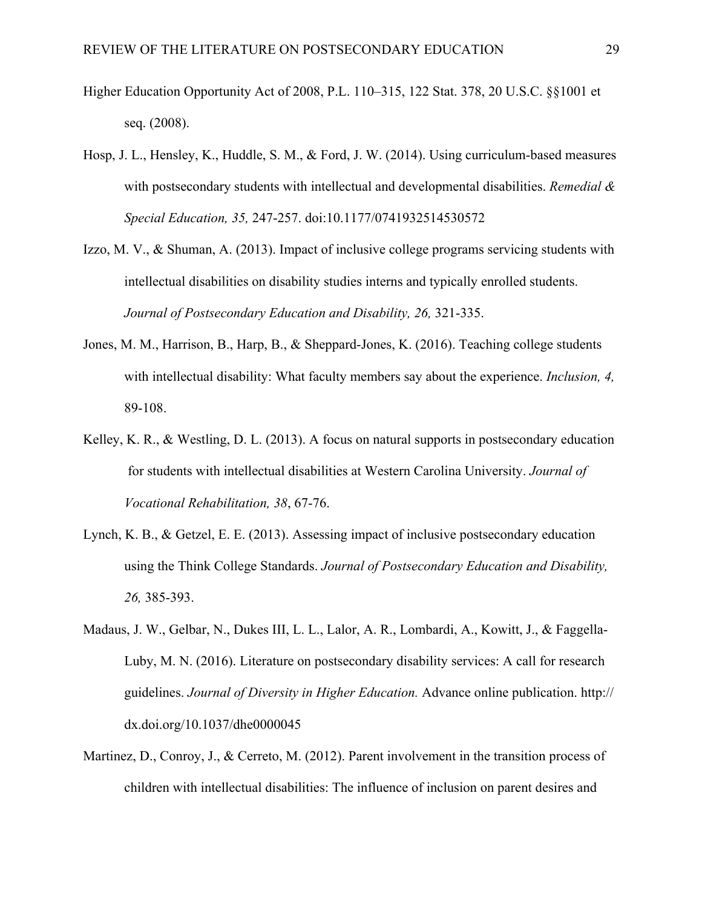Higher Education Opportunity Act of 2008, P.L. 110–315, 122 Stat. 378, 20 U.S.C. §§1001 et seq. (2008).

Hosp, J. L., Hensley, K., Huddle, S. M., & Ford, J. W. (2014). Using curriculum-based measures with postsecondary students with intellectual and developmental disabilities. *Remedial & Special Education, 35,* 247-257. doi:10.1177/0741932514530572

Izzo, M. V., & Shuman, A. (2013). Impact of inclusive college programs servicing students with intellectual disabilities on disability studies interns and typically enrolled students. *Journal of Postsecondary Education and Disability, 26,* 321-335.

Jones, M. M., Harrison, B., Harp, B., & Sheppard-Jones, K. (2016). Teaching college students with intellectual disability: What faculty members say about the experience. *Inclusion, 4,* 89-108.

Kelley, K. R., & Westling, D. L. (2013). A focus on natural supports in postsecondary education for students with intellectual disabilities at Western Carolina University. *Journal of Vocational Rehabilitation, 38*, 67-76.

Lynch, K. B., & Getzel, E. E. (2013). Assessing impact of inclusive postsecondary education using the Think College Standards. *Journal of Postsecondary Education and Disability, 26,* 385-393.

Madaus, J. W., Gelbar, N., Dukes III, L. L., Lalor, A. R., Lombardi, A., Kowitt, J., & Faggella-Luby, M. N. (2016). Literature on postsecondary disability services: A call for research guidelines. *Journal of Diversity in Higher Education.* Advance online publication. http://dx.doi.org/10.1037/dhe0000045

Martinez, D., Conroy, J., & Cerreto, M. (2012). Parent involvement in the transition process of children with intellectual disabilities: The influence of inclusion on parent desires and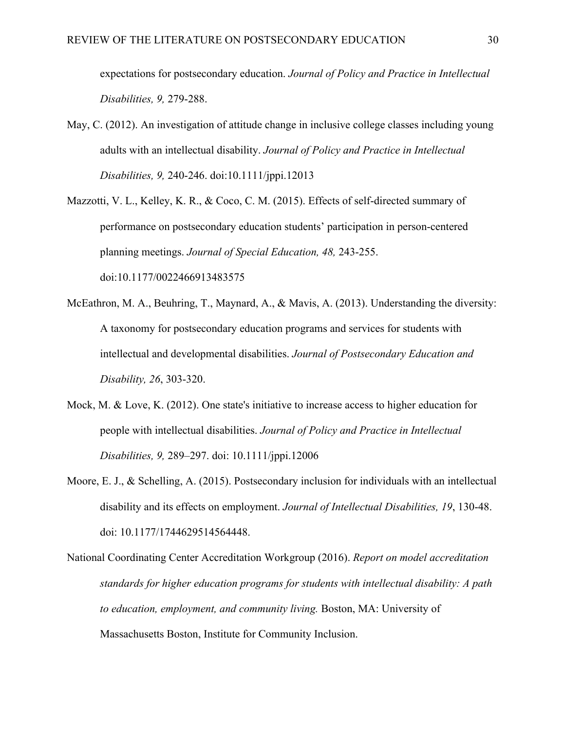expectations for postsecondary education. *Journal of Policy and Practice in Intellectual Disabilities, 9,* 279-288.

May, C. (2012). An investigation of attitude change in inclusive college classes including young adults with an intellectual disability. *Journal of Policy and Practice in Intellectual Disabilities, 9,* 240-246. doi:10.1111/jppi.12013

Mazzotti, V. L., Kelley, K. R., & Coco, C. M. (2015). Effects of self-directed summary of performance on postsecondary education students' participation in person-centered planning meetings. *Journal of Special Education, 48,* 243-255. doi:10.1177/0022466913483575

McEathron, M. A., Beuhring, T., Maynard, A., & Mavis, A. (2013). Understanding the diversity: A taxonomy for postsecondary education programs and services for students with intellectual and developmental disabilities. *Journal of Postsecondary Education and Disability, 26*, 303-320.

Mock, M. & Love, K. (2012). One state's initiative to increase access to higher education for people with intellectual disabilities. *Journal of Policy and Practice in Intellectual Disabilities, 9,* 289–297. doi: 10.1111/jppi.12006

Moore, E. J., & Schelling, A. (2015). Postsecondary inclusion for individuals with an intellectual disability and its effects on employment. *Journal of Intellectual Disabilities, 19*, 130-48. doi: 10.1177/1744629514564448.

National Coordinating Center Accreditation Workgroup (2016). *Report on model accreditation standards for higher education programs for students with intellectual disability: A path to education, employment, and community living.* Boston, MA: University of Massachusetts Boston, Institute for Community Inclusion.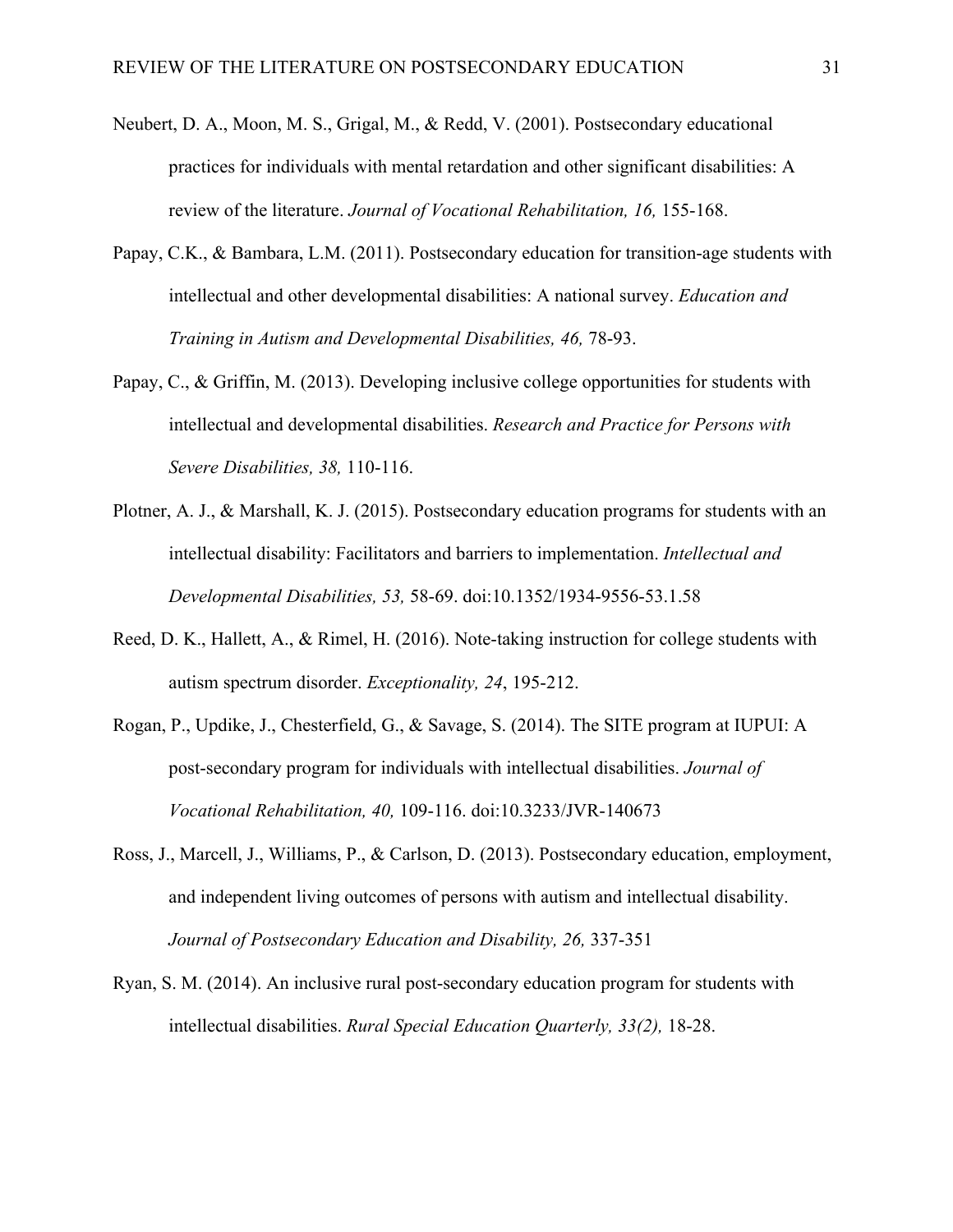Neubert, D. A., Moon, M. S., Grigal, M., & Redd, V. (2001). Postsecondary educational practices for individuals with mental retardation and other significant disabilities: A review of the literature. *Journal of Vocational Rehabilitation, 16,* 155-168.

Papay, C.K., & Bambara, L.M. (2011). Postsecondary education for transition-age students with intellectual and other developmental disabilities: A national survey. *Education and Training in Autism and Developmental Disabilities, 46,* 78-93.

Papay, C., & Griffin, M. (2013). Developing inclusive college opportunities for students with intellectual and developmental disabilities. *Research and Practice for Persons with Severe Disabilities, 38,* 110-116.

Plotner, A. J., & Marshall, K. J. (2015). Postsecondary education programs for students with an intellectual disability: Facilitators and barriers to implementation. *Intellectual and Developmental Disabilities, 53,* 58-69. doi:10.1352/1934-9556-53.1.58

Reed, D. K., Hallett, A., & Rimel, H. (2016). Note-taking instruction for college students with autism spectrum disorder. *Exceptionality, 24*, 195-212.

Rogan, P., Updike, J., Chesterfield, G., & Savage, S. (2014). The SITE program at IUPUI: A post-secondary program for individuals with intellectual disabilities. *Journal of Vocational Rehabilitation, 40,* 109-116. doi:10.3233/JVR-140673

Ross, J., Marcell, J., Williams, P., & Carlson, D. (2013). Postsecondary education, employment, and independent living outcomes of persons with autism and intellectual disability. *Journal of Postsecondary Education and Disability, 26,* 337-351

Ryan, S. M. (2014). An inclusive rural post-secondary education program for students with intellectual disabilities. *Rural Special Education Quarterly, 33(2),* 18-28.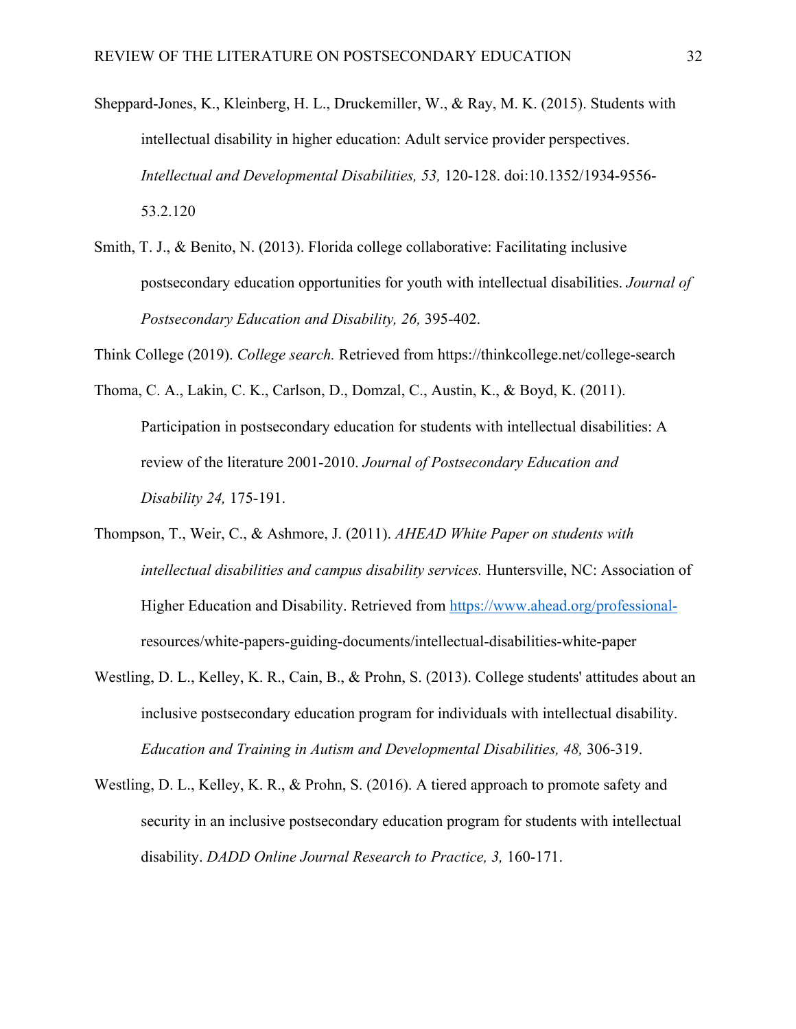Sheppard-Jones, K., Kleinberg, H. L., Druckemiller, W., & Ray, M. K. (2015). Students with intellectual disability in higher education: Adult service provider perspectives. *Intellectual and Developmental Disabilities, 53,* 120-128. doi:10.1352/1934-9556-53.2.120

Smith, T. J., & Benito, N. (2013). Florida college collaborative: Facilitating inclusive postsecondary education opportunities for youth with intellectual disabilities. *Journal of Postsecondary Education and Disability, 26,* 395-402.

Think College (2019). *College search.* Retrieved from https://thinkcollege.net/college-search

Thoma, C. A., Lakin, C. K., Carlson, D., Domzal, C., Austin, K., & Boyd, K. (2011). Participation in postsecondary education for students with intellectual disabilities: A review of the literature 2001-2010. *Journal of Postsecondary Education and Disability 24,* 175-191.

Thompson, T., Weir, C., & Ashmore, J. (2011). *AHEAD White Paper on students with intellectual disabilities and campus disability services.* Huntersville, NC: Association of Higher Education and Disability. Retrieved from https://www.ahead.org/professional-resources/white-papers-guiding-documents/intellectual-disabilities-white-paper

Westling, D. L., Kelley, K. R., Cain, B., & Prohn, S. (2013). College students' attitudes about an inclusive postsecondary education program for individuals with intellectual disability. *Education and Training in Autism and Developmental Disabilities, 48,* 306-319.

Westling, D. L., Kelley, K. R., & Prohn, S. (2016). A tiered approach to promote safety and security in an inclusive postsecondary education program for students with intellectual disability. *DADD Online Journal Research to Practice, 3,* 160-171.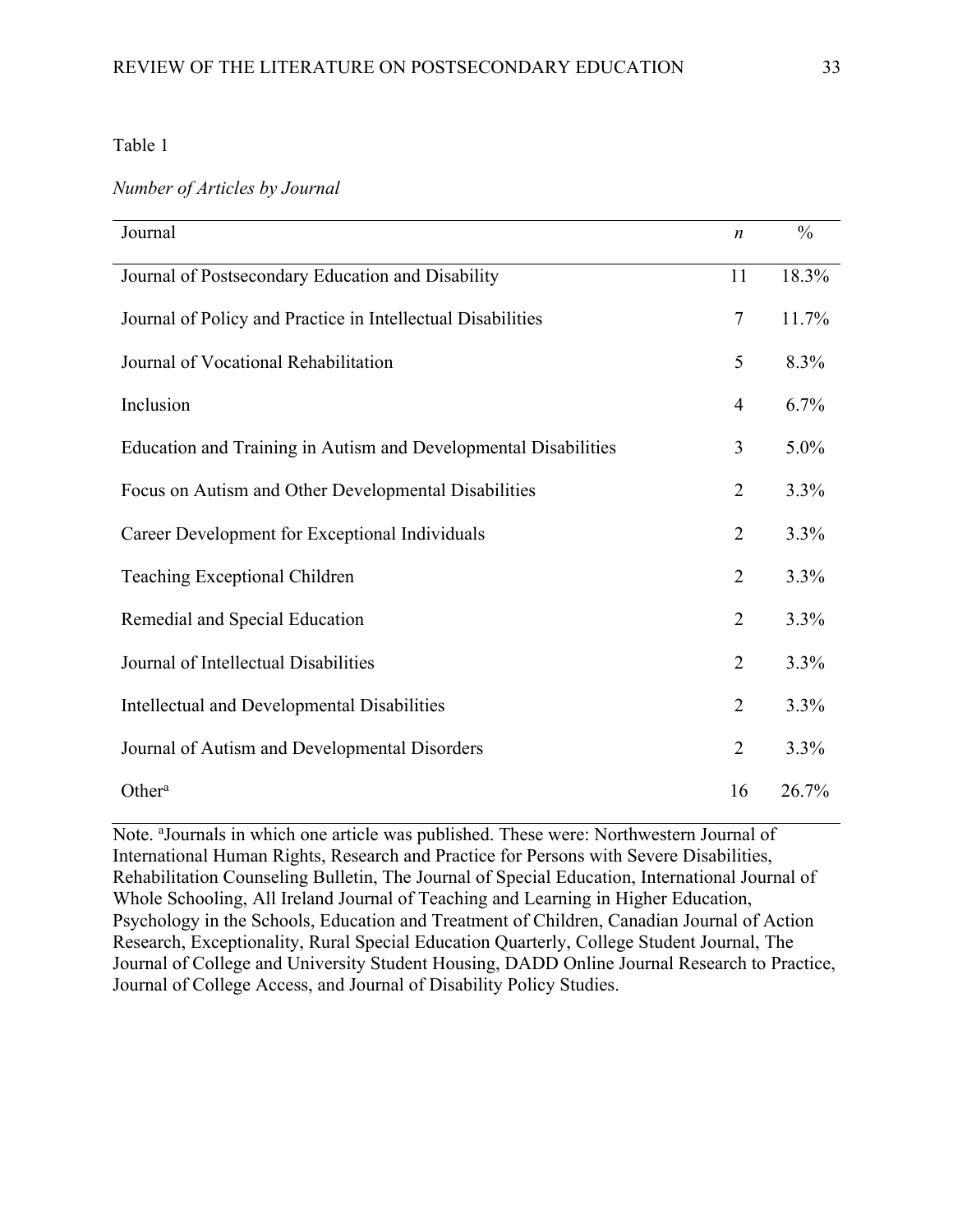Table 1

*Number of Articles by Journal*

| Journal | *n* | % |
|---|---|---|
| Journal of Postsecondary Education and Disability | 11 | 18.3% |
| Journal of Policy and Practice in Intellectual Disabilities | 7 | 11.7% |
| Journal of Vocational Rehabilitation | 5 | 8.3% |
| Inclusion | 4 | 6.7% |
| Education and Training in Autism and Developmental Disabilities | 3 | 5.0% |
| Focus on Autism and Other Developmental Disabilities | 2 | 3.3% |
| Career Development for Exceptional Individuals | 2 | 3.3% |
| Teaching Exceptional Children | 2 | 3.3% |
| Remedial and Special Education | 2 | 3.3% |
| Journal of Intellectual Disabilities | 2 | 3.3% |
| Intellectual and Developmental Disabilities | 2 | 3.3% |
| Journal of Autism and Developmental Disorders | 2 | 3.3% |
| Other[a] | 16 | 26.7% |

Note. [a]Journals in which one article was published. These were: Northwestern Journal of International Human Rights, Research and Practice for Persons with Severe Disabilities, Rehabilitation Counseling Bulletin, The Journal of Special Education, International Journal of Whole Schooling, All Ireland Journal of Teaching and Learning in Higher Education, Psychology in the Schools, Education and Treatment of Children, Canadian Journal of Action Research, Exceptionality, Rural Special Education Quarterly, College Student Journal, The Journal of College and University Student Housing, DADD Online Journal Research to Practice, Journal of College Access, and Journal of Disability Policy Studies.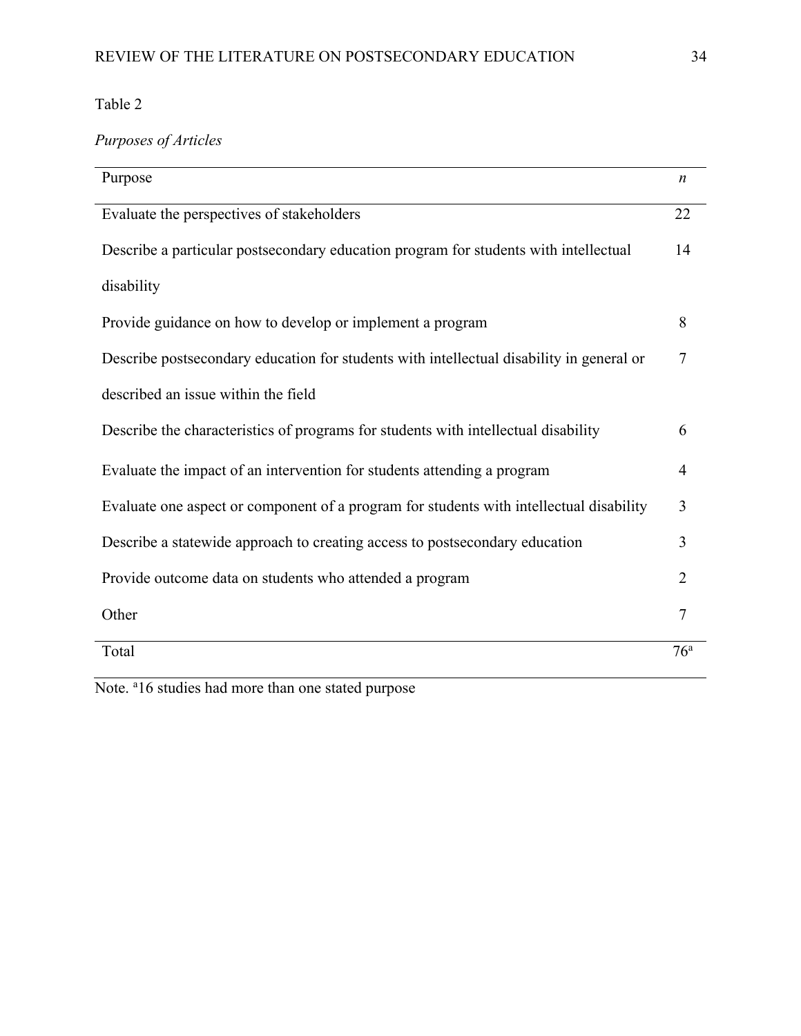Table 2

*Purposes of Articles*

| Purpose | *n* |
| --- | --- |
| Evaluate the perspectives of stakeholders | 22 |
| Describe a particular postsecondary education program for students with intellectual disability | 14 |
| Provide guidance on how to develop or implement a program | 8 |
| Describe postsecondary education for students with intellectual disability in general or described an issue within the field | 7 |
| Describe the characteristics of programs for students with intellectual disability | 6 |
| Evaluate the impact of an intervention for students attending a program | 4 |
| Evaluate one aspect or component of a program for students with intellectual disability | 3 |
| Describe a statewide approach to creating access to postsecondary education | 3 |
| Provide outcome data on students who attended a program | 2 |
| Other | 7 |
| Total | 76[a] |

Note. [a]16 studies had more than one stated purpose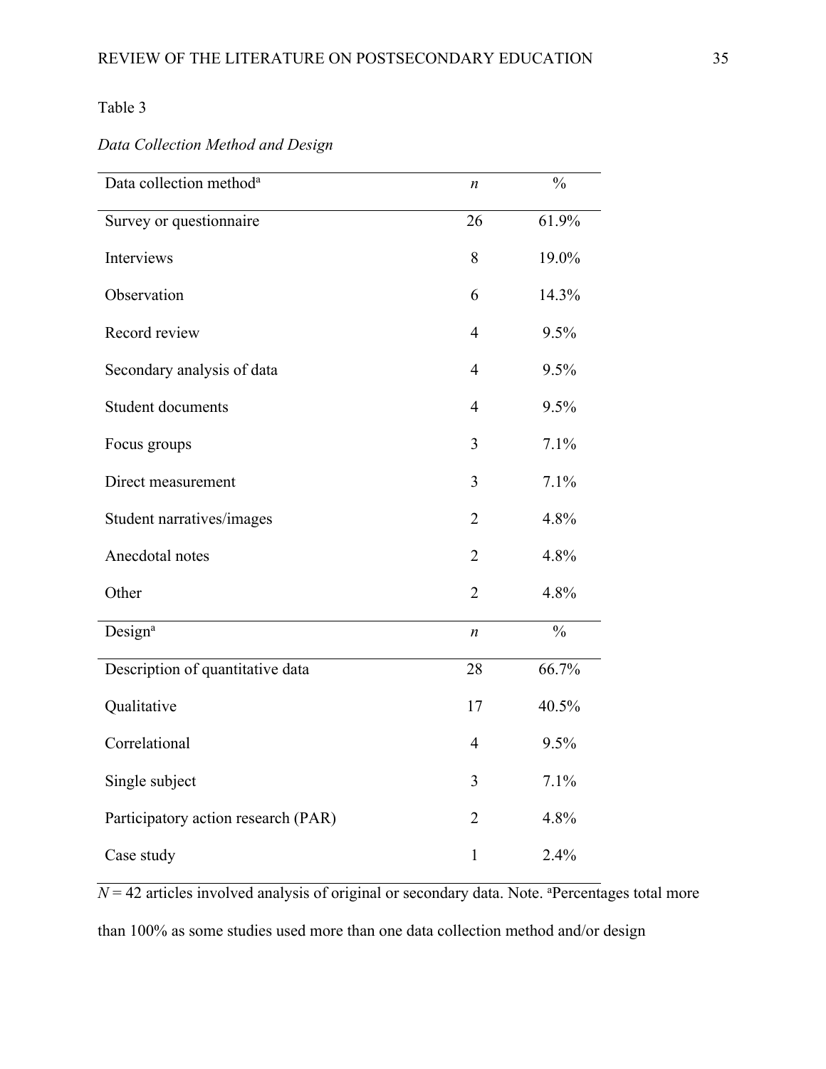Table 3

*Data Collection Method and Design*

| Data collection method[a] | *n* | % |
|---|---|---|
| Survey or questionnaire | 26 | 61.9% |
| Interviews | 8 | 19.0% |
| Observation | 6 | 14.3% |
| Record review | 4 | 9.5% |
| Secondary analysis of data | 4 | 9.5% |
| Student documents | 4 | 9.5% |
| Focus groups | 3 | 7.1% |
| Direct measurement | 3 | 7.1% |
| Student narratives/images | 2 | 4.8% |
| Anecdotal notes | 2 | 4.8% |
| Other | 2 | 4.8% |
| **Design[a]** | ***n*** | **%** |
| Description of quantitative data | 28 | 66.7% |
| Qualitative | 17 | 40.5% |
| Correlational | 4 | 9.5% |
| Single subject | 3 | 7.1% |
| Participatory action research (PAR) | 2 | 4.8% |
| Case study | 1 | 2.4% |

*N* = 42 articles involved analysis of original or secondary data. Note. [a]Percentages total more than 100% as some studies used more than one data collection method and/or design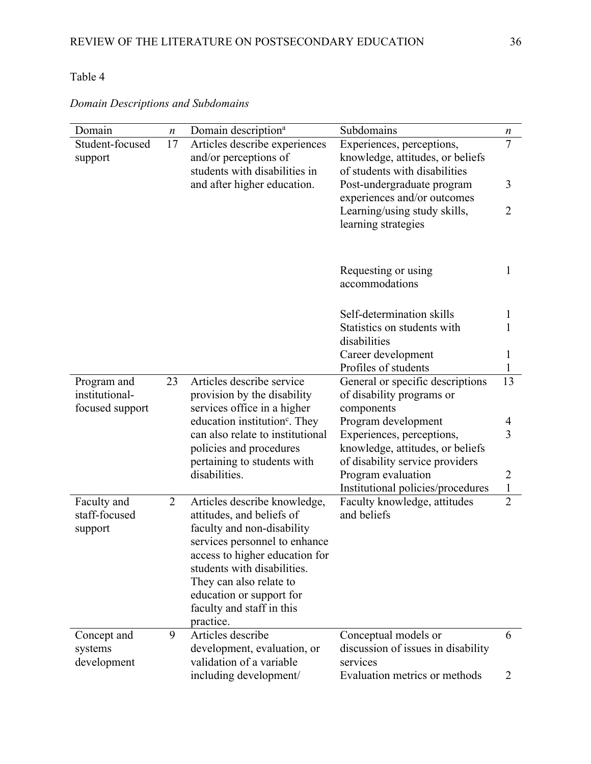Table 4

*Domain Descriptions and Subdomains*

| Domain | *n* | Domain description[a] | Subdomains | *n* |
|---|---|---|---|---|
| Student-focused support | 17 | Articles describe experiences and/or perceptions of students with disabilities in and after higher education. | Experiences, perceptions, knowledge, attitudes, or beliefs of students with disabilities | 7 |
| | | | Post-undergraduate program experiences and/or outcomes | 3 |
| | | | Learning/using study skills, learning strategies | 2 |
| | | | Requesting or using accommodations | 1 |
| | | | Self-determination skills | 1 |
| | | | Statistics on students with disabilities | 1 |
| | | | Career development | 1 |
| | | | Profiles of students | 1 |
| Program and institutional-focused support | 23 | Articles describe service provision by the disability services office in a higher education institution[c]. They can also relate to institutional policies and procedures pertaining to students with disabilities. | General or specific descriptions of disability programs or components | 13 |
| | | | Program development | 4 |
| | | | Experiences, perceptions, knowledge, attitudes, or beliefs of disability service providers | 3 |
| | | | Program evaluation | 2 |
| | | | Institutional policies/procedures | 1 |
| Faculty and staff-focused support | 2 | Articles describe knowledge, attitudes, and beliefs of faculty and non-disability services personnel to enhance access to higher education for students with disabilities. They can also relate to education or support for faculty and staff in this practice. | Faculty knowledge, attitudes and beliefs | 2 |
| Concept and systems development | 9 | Articles describe development, evaluation, or validation of a variable including development/ | Conceptual models or discussion of issues in disability services | 6 |
| | | | Evaluation metrics or methods | 2 |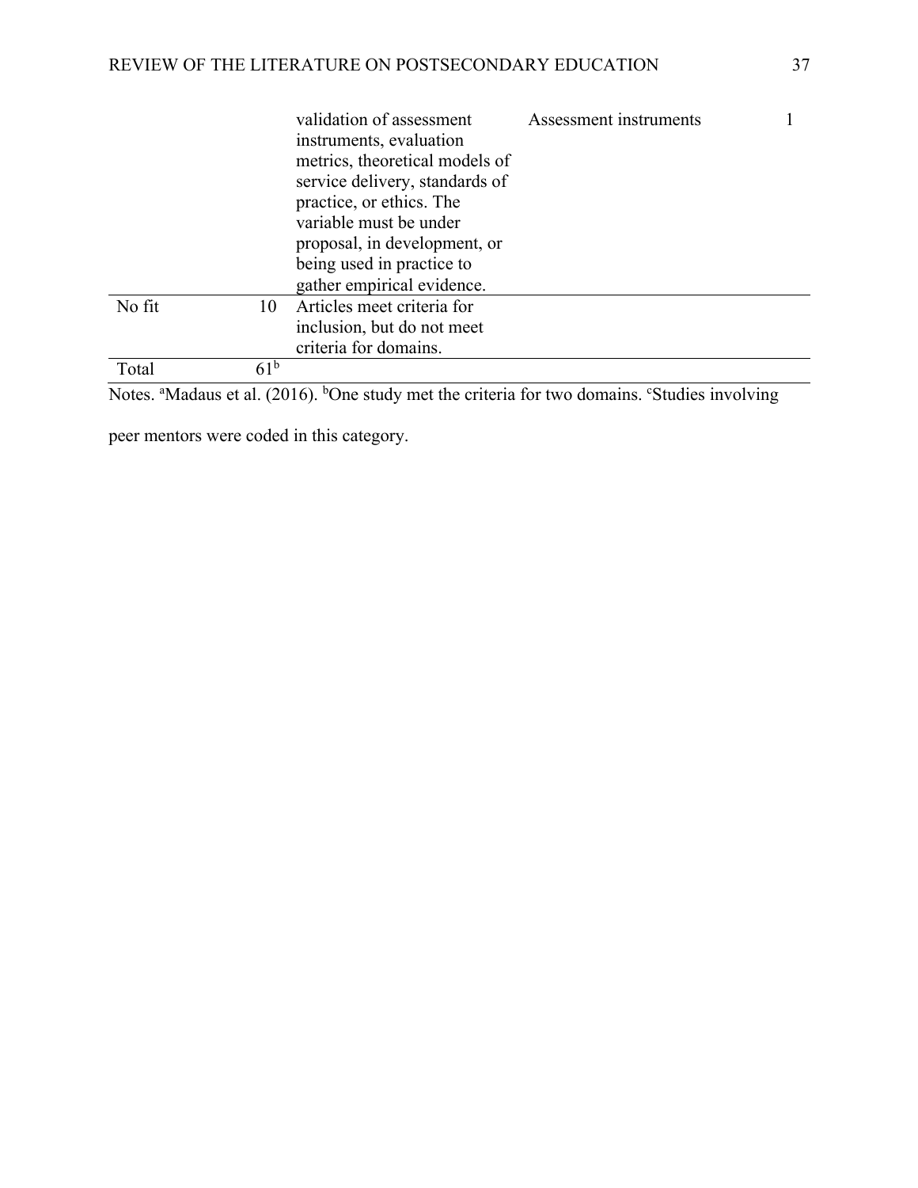| | | | | |
|---|---|---|---|---|
| | | validation of assessment instruments, evaluation metrics, theoretical models of service delivery, standards of practice, or ethics. The variable must be under proposal, in development, or being used in practice to gather empirical evidence. | Assessment instruments | 1 |
| No fit | 10 | Articles meet criteria for inclusion, but do not meet criteria for domains. | | |
| Total | 61[b] | | | |

Notes. [a]Madaus et al. (2016). [b]One study met the criteria for two domains. [c]Studies involving peer mentors were coded in this category.